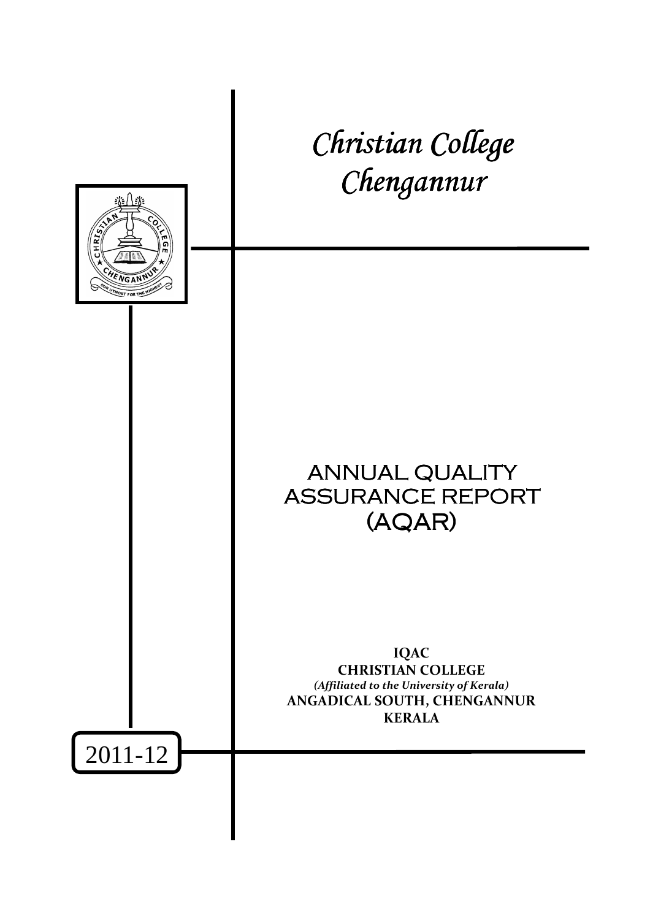# Christian College Chengannur

# ANNUAL QUALITY ASSURANCE REPORT (AQAR)

**IQAC**
**CHRISTIAN COLLEGE**
*(Affiliated to the University of Kerala)*
**ANGADICAL SOUTH, CHENGANNUR**
**KERALA**

2011-12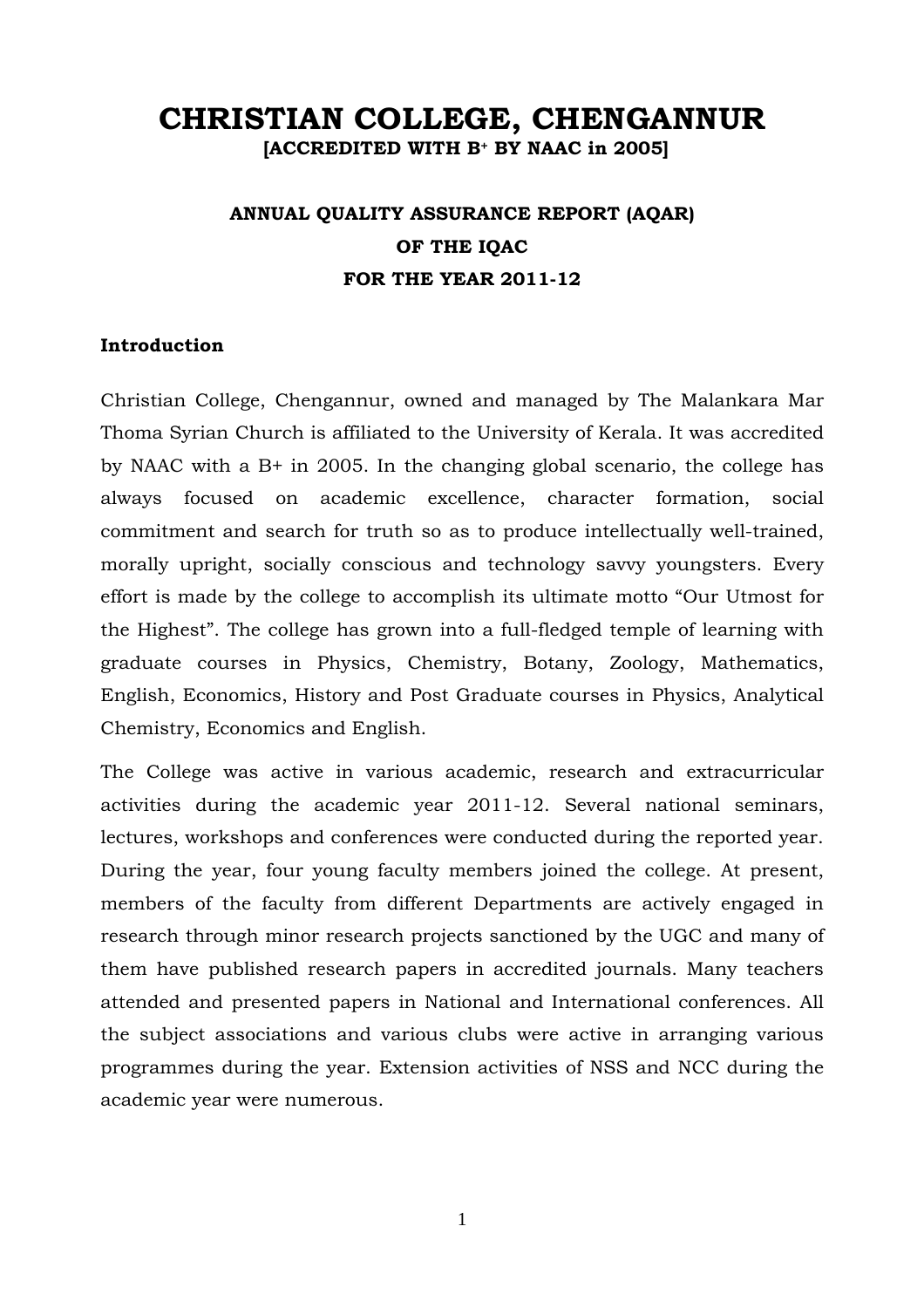# CHRISTIAN COLLEGE, CHENGANNUR

**[ACCREDITED WITH B+ BY NAAC in 2005]**

## ANNUAL QUALITY ASSURANCE REPORT (AQAR) OF THE IQAC FOR THE YEAR 2011-12

### Introduction

Christian College, Chengannur, owned and managed by The Malankara Mar Thoma Syrian Church is affiliated to the University of Kerala. It was accredited by NAAC with a B+ in 2005. In the changing global scenario, the college has always focused on academic excellence, character formation, social commitment and search for truth so as to produce intellectually well-trained, morally upright, socially conscious and technology savvy youngsters. Every effort is made by the college to accomplish its ultimate motto "Our Utmost for the Highest". The college has grown into a full-fledged temple of learning with graduate courses in Physics, Chemistry, Botany, Zoology, Mathematics, English, Economics, History and Post Graduate courses in Physics, Analytical Chemistry, Economics and English.

The College was active in various academic, research and extracurricular activities during the academic year 2011-12. Several national seminars, lectures, workshops and conferences were conducted during the reported year. During the year, four young faculty members joined the college. At present, members of the faculty from different Departments are actively engaged in research through minor research projects sanctioned by the UGC and many of them have published research papers in accredited journals. Many teachers attended and presented papers in National and International conferences. All the subject associations and various clubs were active in arranging various programmes during the year. Extension activities of NSS and NCC during the academic year were numerous.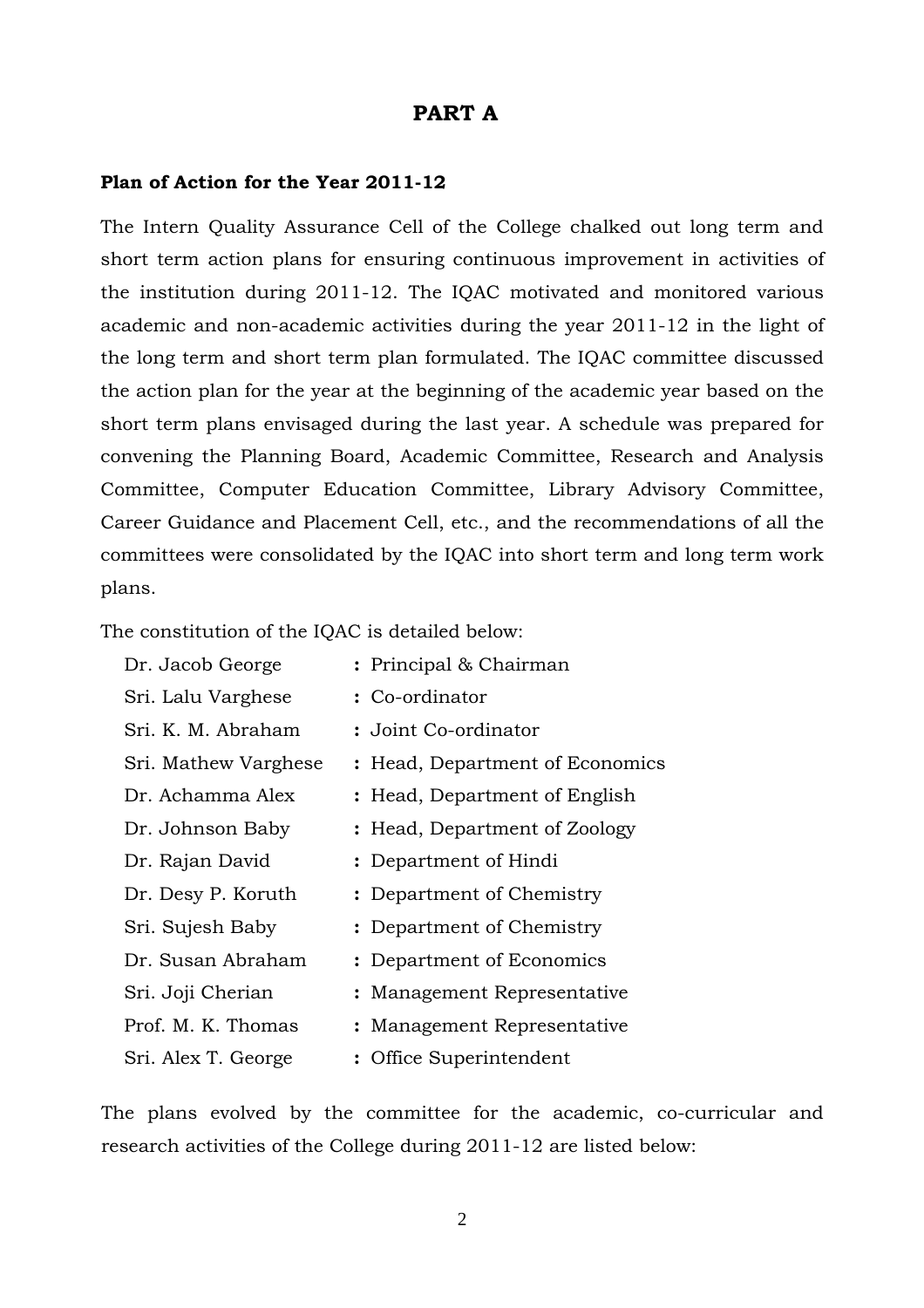# PART A

**Plan of Action for the Year 2011-12**

The Intern Quality Assurance Cell of the College chalked out long term and short term action plans for ensuring continuous improvement in activities of the institution during 2011-12. The IQAC motivated and monitored various academic and non-academic activities during the year 2011-12 in the light of the long term and short term plan formulated. The IQAC committee discussed the action plan for the year at the beginning of the academic year based on the short term plans envisaged during the last year. A schedule was prepared for convening the Planning Board, Academic Committee, Research and Analysis Committee, Computer Education Committee, Library Advisory Committee, Career Guidance and Placement Cell, etc., and the recommendations of all the committees were consolidated by the IQAC into short term and long term work plans.

The constitution of the IQAC is detailed below:

| | |
|---|---|
| Dr. Jacob George | **:** Principal & Chairman |
| Sri. Lalu Varghese | **:** Co-ordinator |
| Sri. K. M. Abraham | **:** Joint Co-ordinator |
| Sri. Mathew Varghese | **:** Head, Department of Economics |
| Dr. Achamma Alex | **:** Head, Department of English |
| Dr. Johnson Baby | **:** Head, Department of Zoology |
| Dr. Rajan David | **:** Department of Hindi |
| Dr. Desy P. Koruth | **:** Department of Chemistry |
| Sri. Sujesh Baby | **:** Department of Chemistry |
| Dr. Susan Abraham | **:** Department of Economics |
| Sri. Joji Cherian | **:** Management Representative |
| Prof. M. K. Thomas | **:** Management Representative |
| Sri. Alex T. George | **:** Office Superintendent |

The plans evolved by the committee for the academic, co-curricular and research activities of the College during 2011-12 are listed below: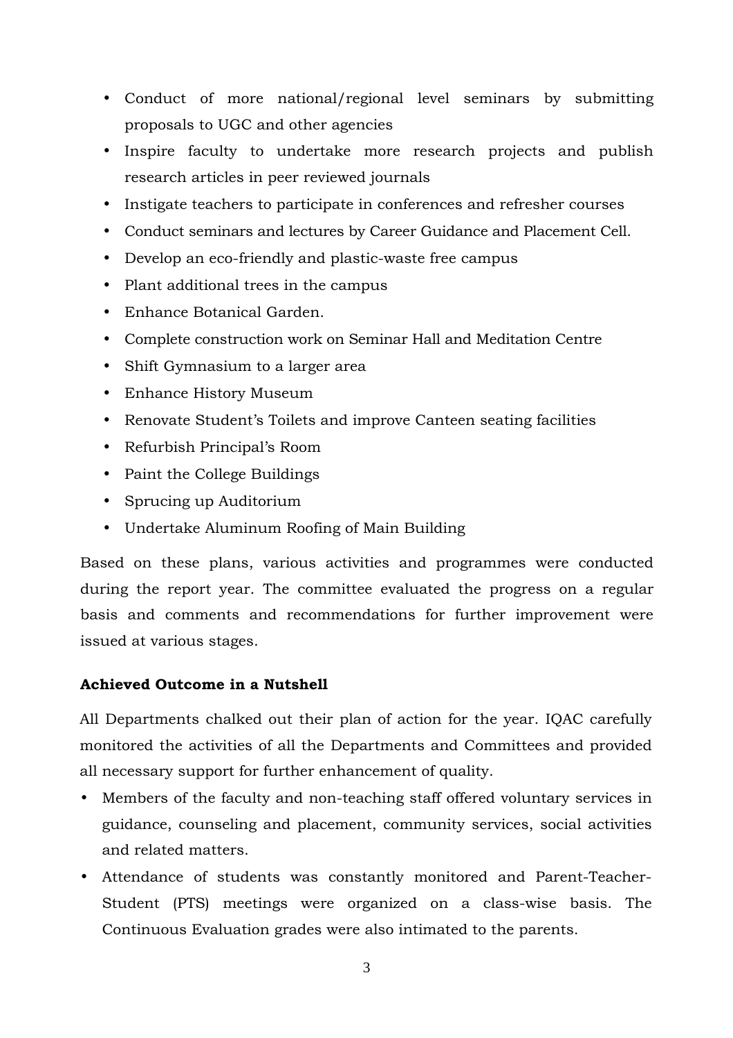- Conduct of more national/regional level seminars by submitting proposals to UGC and other agencies
- Inspire faculty to undertake more research projects and publish research articles in peer reviewed journals
- Instigate teachers to participate in conferences and refresher courses
- Conduct seminars and lectures by Career Guidance and Placement Cell.
- Develop an eco-friendly and plastic-waste free campus
- Plant additional trees in the campus
- Enhance Botanical Garden.
- Complete construction work on Seminar Hall and Meditation Centre
- Shift Gymnasium to a larger area
- Enhance History Museum
- Renovate Student's Toilets and improve Canteen seating facilities
- Refurbish Principal's Room
- Paint the College Buildings
- Sprucing up Auditorium
- Undertake Aluminum Roofing of Main Building

Based on these plans, various activities and programmes were conducted during the report year. The committee evaluated the progress on a regular basis and comments and recommendations for further improvement were issued at various stages.

**Achieved Outcome in a Nutshell**

All Departments chalked out their plan of action for the year. IQAC carefully monitored the activities of all the Departments and Committees and provided all necessary support for further enhancement of quality.

- Members of the faculty and non-teaching staff offered voluntary services in guidance, counseling and placement, community services, social activities and related matters.
- Attendance of students was constantly monitored and Parent-Teacher-Student (PTS) meetings were organized on a class-wise basis. The Continuous Evaluation grades were also intimated to the parents.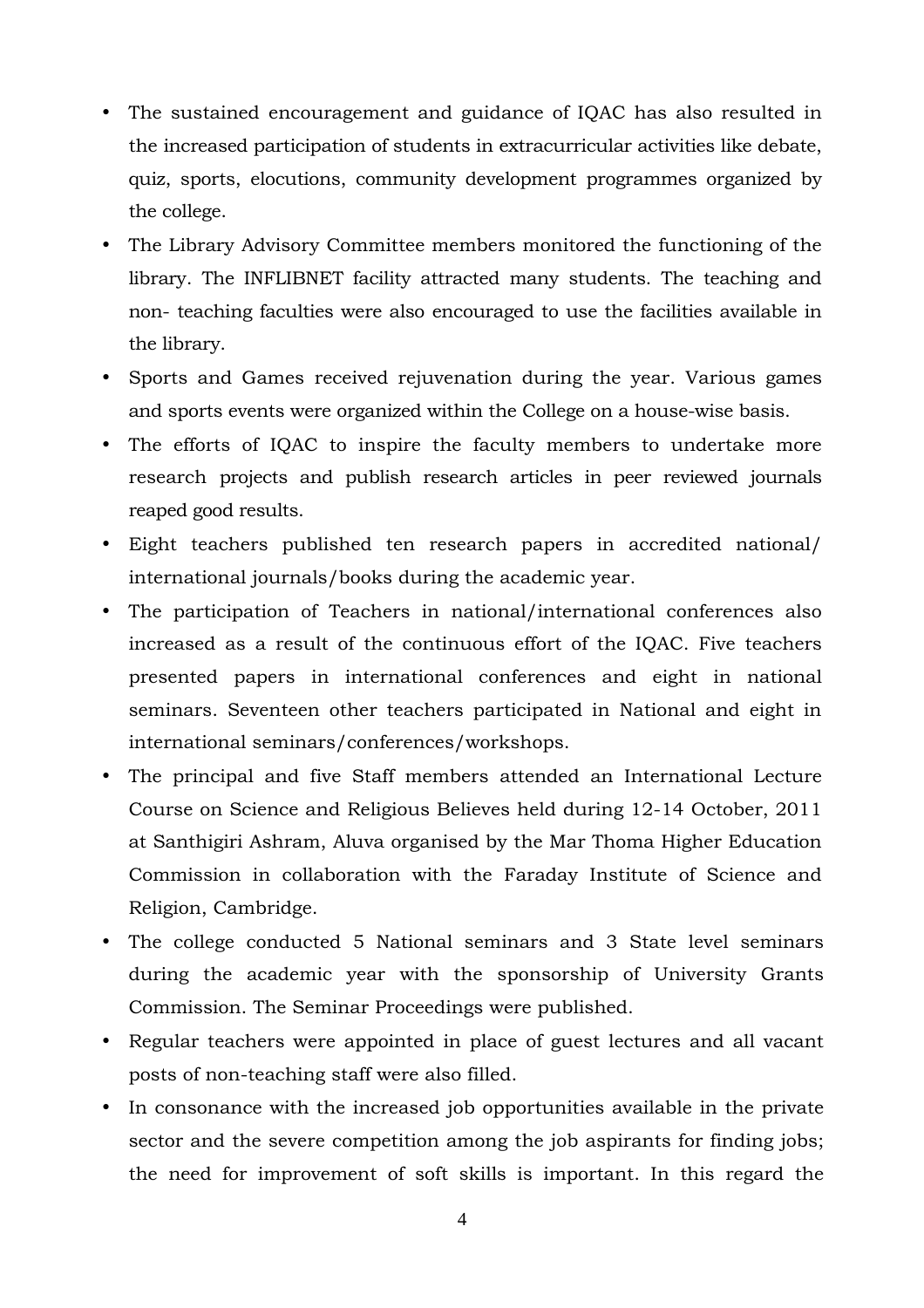- The sustained encouragement and guidance of IQAC has also resulted in the increased participation of students in extracurricular activities like debate, quiz, sports, elocutions, community development programmes organized by the college.
- The Library Advisory Committee members monitored the functioning of the library. The INFLIBNET facility attracted many students. The teaching and non- teaching faculties were also encouraged to use the facilities available in the library.
- Sports and Games received rejuvenation during the year. Various games and sports events were organized within the College on a house-wise basis.
- The efforts of IQAC to inspire the faculty members to undertake more research projects and publish research articles in peer reviewed journals reaped good results.
- Eight teachers published ten research papers in accredited national/ international journals/books during the academic year.
- The participation of Teachers in national/international conferences also increased as a result of the continuous effort of the IQAC. Five teachers presented papers in international conferences and eight in national seminars. Seventeen other teachers participated in National and eight in international seminars/conferences/workshops.
- The principal and five Staff members attended an International Lecture Course on Science and Religious Believes held during 12-14 October, 2011 at Santhigiri Ashram, Aluva organised by the Mar Thoma Higher Education Commission in collaboration with the Faraday Institute of Science and Religion, Cambridge.
- The college conducted 5 National seminars and 3 State level seminars during the academic year with the sponsorship of University Grants Commission. The Seminar Proceedings were published.
- Regular teachers were appointed in place of guest lectures and all vacant posts of non-teaching staff were also filled.
- In consonance with the increased job opportunities available in the private sector and the severe competition among the job aspirants for finding jobs; the need for improvement of soft skills is important. In this regard the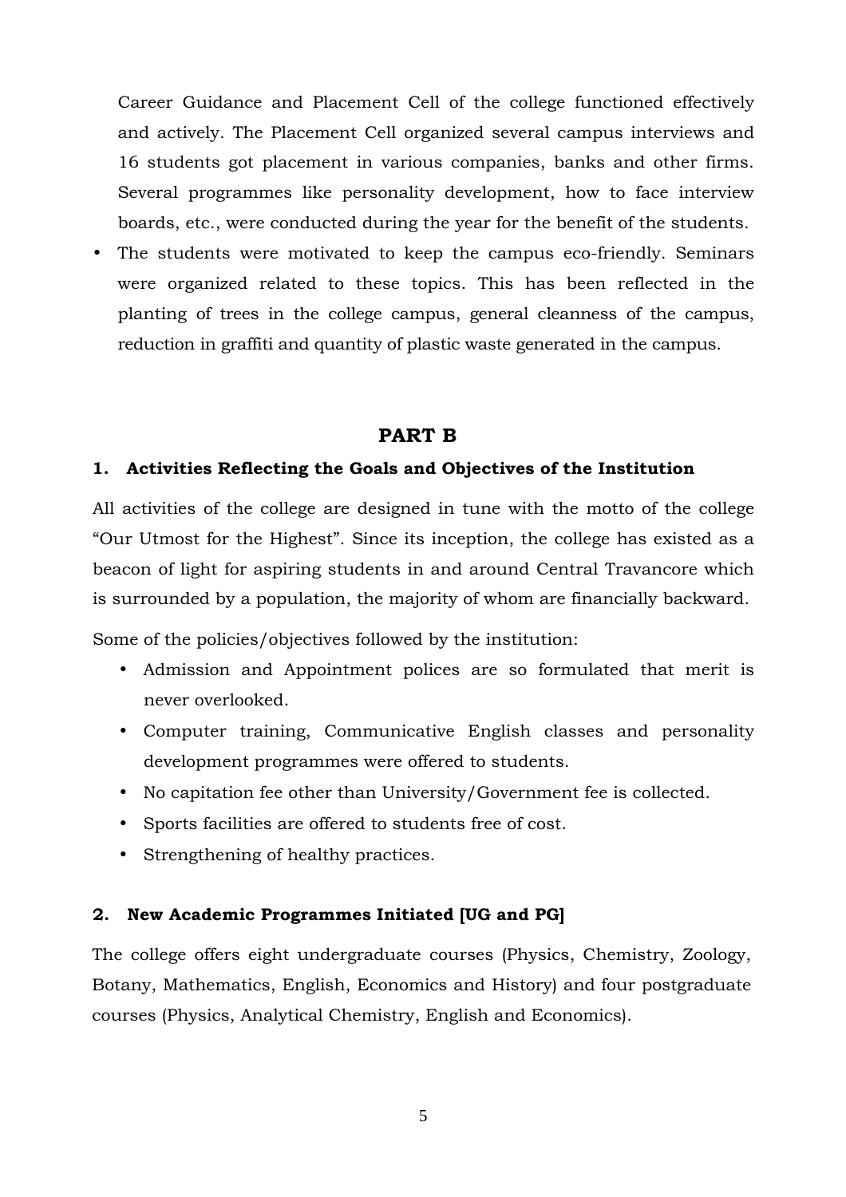Career Guidance and Placement Cell of the college functioned effectively and actively. The Placement Cell organized several campus interviews and 16 students got placement in various companies, banks and other firms. Several programmes like personality development, how to face interview boards, etc., were conducted during the year for the benefit of the students.

- The students were motivated to keep the campus eco-friendly. Seminars were organized related to these topics. This has been reflected in the planting of trees in the college campus, general cleanness of the campus, reduction in graffiti and quantity of plastic waste generated in the campus.

# PART B

## 1. Activities Reflecting the Goals and Objectives of the Institution

All activities of the college are designed in tune with the motto of the college "Our Utmost for the Highest". Since its inception, the college has existed as a beacon of light for aspiring students in and around Central Travancore which is surrounded by a population, the majority of whom are financially backward.

Some of the policies/objectives followed by the institution:

- Admission and Appointment polices are so formulated that merit is never overlooked.
- Computer training, Communicative English classes and personality development programmes were offered to students.
- No capitation fee other than University/Government fee is collected.
- Sports facilities are offered to students free of cost.
- Strengthening of healthy practices.

## 2. New Academic Programmes Initiated [UG and PG]

The college offers eight undergraduate courses (Physics, Chemistry, Zoology, Botany, Mathematics, English, Economics and History) and four postgraduate courses (Physics, Analytical Chemistry, English and Economics).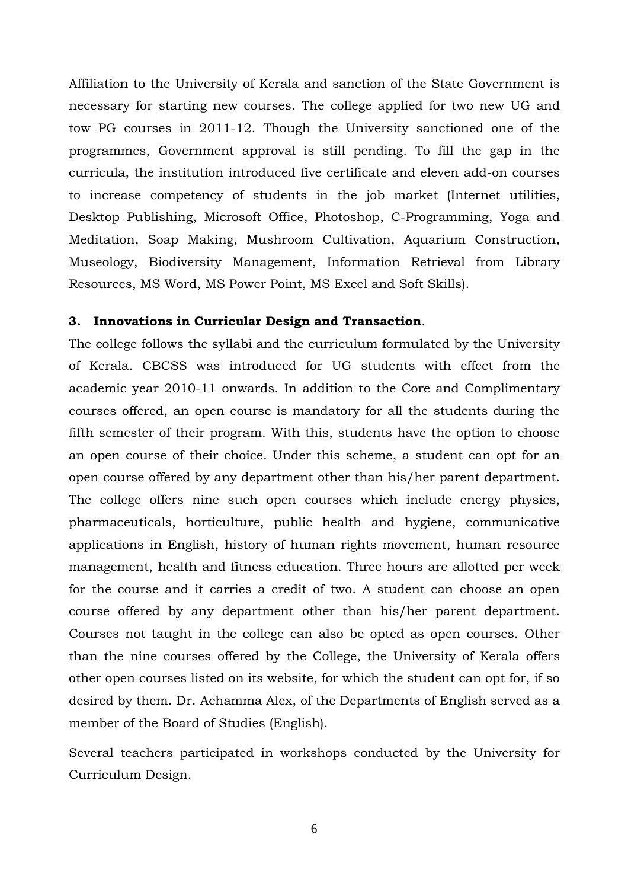Affiliation to the University of Kerala and sanction of the State Government is necessary for starting new courses. The college applied for two new UG and tow PG courses in 2011-12. Though the University sanctioned one of the programmes, Government approval is still pending. To fill the gap in the curricula, the institution introduced five certificate and eleven add-on courses to increase competency of students in the job market (Internet utilities, Desktop Publishing, Microsoft Office, Photoshop, C-Programming, Yoga and Meditation, Soap Making, Mushroom Cultivation, Aquarium Construction, Museology, Biodiversity Management, Information Retrieval from Library Resources, MS Word, MS Power Point, MS Excel and Soft Skills).

**3. Innovations in Curricular Design and Transaction**.

The college follows the syllabi and the curriculum formulated by the University of Kerala. CBCSS was introduced for UG students with effect from the academic year 2010-11 onwards. In addition to the Core and Complimentary courses offered, an open course is mandatory for all the students during the fifth semester of their program. With this, students have the option to choose an open course of their choice. Under this scheme, a student can opt for an open course offered by any department other than his/her parent department. The college offers nine such open courses which include energy physics, pharmaceuticals, horticulture, public health and hygiene, communicative applications in English, history of human rights movement, human resource management, health and fitness education. Three hours are allotted per week for the course and it carries a credit of two. A student can choose an open course offered by any department other than his/her parent department. Courses not taught in the college can also be opted as open courses. Other than the nine courses offered by the College, the University of Kerala offers other open courses listed on its website, for which the student can opt for, if so desired by them. Dr. Achamma Alex, of the Departments of English served as a member of the Board of Studies (English).

Several teachers participated in workshops conducted by the University for Curriculum Design.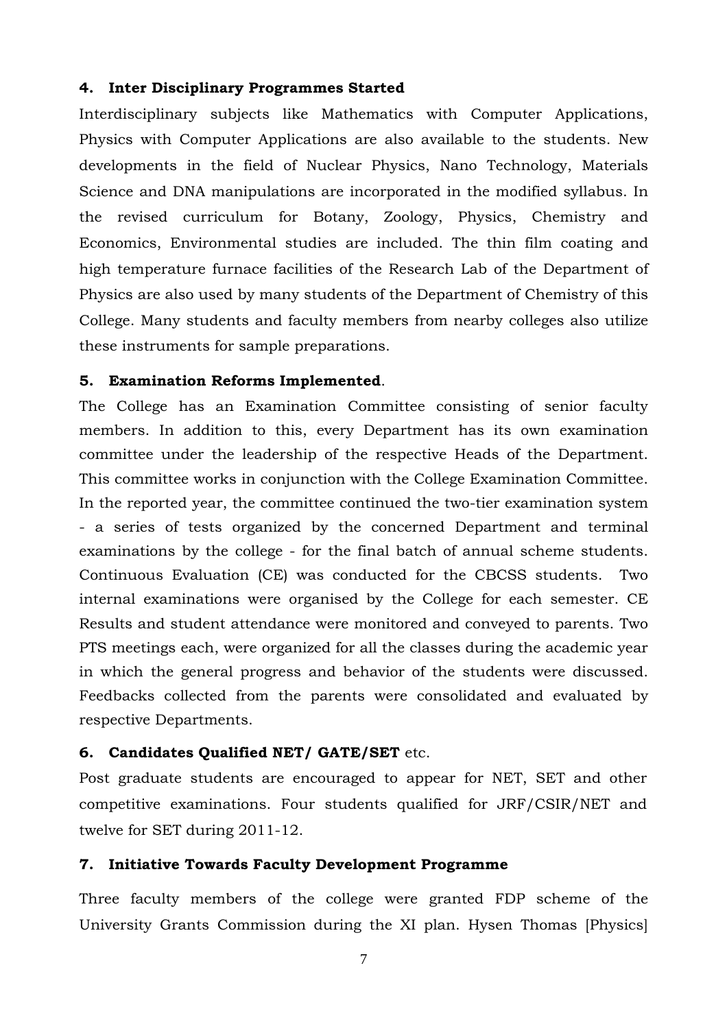#### 4. Inter Disciplinary Programmes Started

Interdisciplinary subjects like Mathematics with Computer Applications, Physics with Computer Applications are also available to the students. New developments in the field of Nuclear Physics, Nano Technology, Materials Science and DNA manipulations are incorporated in the modified syllabus. In the revised curriculum for Botany, Zoology, Physics, Chemistry and Economics, Environmental studies are included. The thin film coating and high temperature furnace facilities of the Research Lab of the Department of Physics are also used by many students of the Department of Chemistry of this College. Many students and faculty members from nearby colleges also utilize these instruments for sample preparations.

#### 5. Examination Reforms Implemented.

The College has an Examination Committee consisting of senior faculty members. In addition to this, every Department has its own examination committee under the leadership of the respective Heads of the Department. This committee works in conjunction with the College Examination Committee. In the reported year, the committee continued the two-tier examination system - a series of tests organized by the concerned Department and terminal examinations by the college - for the final batch of annual scheme students. Continuous Evaluation (CE) was conducted for the CBCSS students. Two internal examinations were organised by the College for each semester. CE Results and student attendance were monitored and conveyed to parents. Two PTS meetings each, were organized for all the classes during the academic year in which the general progress and behavior of the students were discussed. Feedbacks collected from the parents were consolidated and evaluated by respective Departments.

#### 6. Candidates Qualified NET/ GATE/SET etc.

Post graduate students are encouraged to appear for NET, SET and other competitive examinations. Four students qualified for JRF/CSIR/NET and twelve for SET during 2011-12.

#### 7. Initiative Towards Faculty Development Programme

Three faculty members of the college were granted FDP scheme of the University Grants Commission during the XI plan. Hysen Thomas [Physics]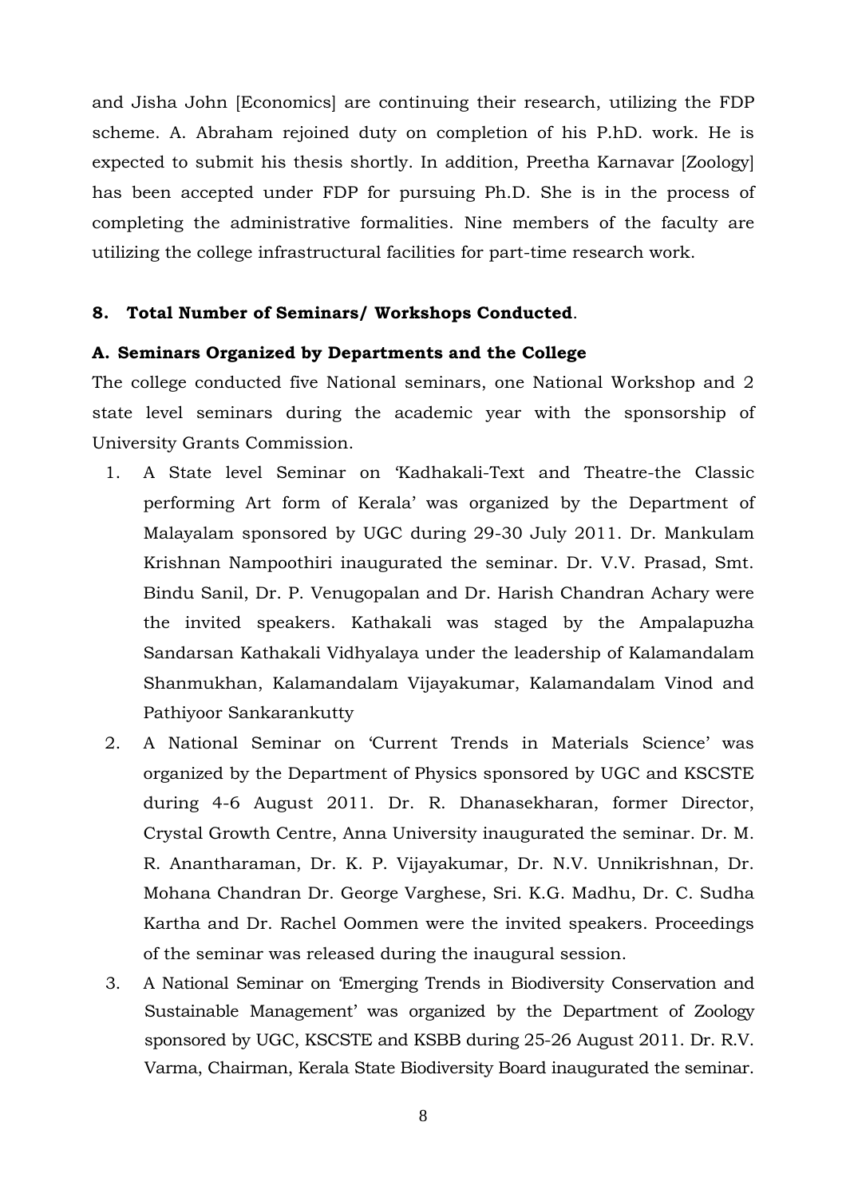and Jisha John [Economics] are continuing their research, utilizing the FDP scheme. A. Abraham rejoined duty on completion of his P.hD. work. He is expected to submit his thesis shortly. In addition, Preetha Karnavar [Zoology] has been accepted under FDP for pursuing Ph.D. She is in the process of completing the administrative formalities. Nine members of the faculty are utilizing the college infrastructural facilities for part-time research work.

## 8. Total Number of Seminars/ Workshops Conducted.

### A. Seminars Organized by Departments and the College

The college conducted five National seminars, one National Workshop and 2 state level seminars during the academic year with the sponsorship of University Grants Commission.

1. A State level Seminar on 'Kadhakali-Text and Theatre-the Classic performing Art form of Kerala' was organized by the Department of Malayalam sponsored by UGC during 29-30 July 2011. Dr. Mankulam Krishnan Nampoothiri inaugurated the seminar. Dr. V.V. Prasad, Smt. Bindu Sanil, Dr. P. Venugopalan and Dr. Harish Chandran Achary were the invited speakers. Kathakali was staged by the Ampalapuzha Sandarsan Kathakali Vidhyalaya under the leadership of Kalamandalam Shanmukhan, Kalamandalam Vijayakumar, Kalamandalam Vinod and Pathiyoor Sankarankutty
2. A National Seminar on 'Current Trends in Materials Science' was organized by the Department of Physics sponsored by UGC and KSCSTE during 4-6 August 2011. Dr. R. Dhanasekharan, former Director, Crystal Growth Centre, Anna University inaugurated the seminar. Dr. M. R. Anantharaman, Dr. K. P. Vijayakumar, Dr. N.V. Unnikrishnan, Dr. Mohana Chandran Dr. George Varghese, Sri. K.G. Madhu, Dr. C. Sudha Kartha and Dr. Rachel Oommen were the invited speakers. Proceedings of the seminar was released during the inaugural session.
3. A National Seminar on 'Emerging Trends in Biodiversity Conservation and Sustainable Management' was organized by the Department of Zoology sponsored by UGC, KSCSTE and KSBB during 25-26 August 2011. Dr. R.V. Varma, Chairman, Kerala State Biodiversity Board inaugurated the seminar.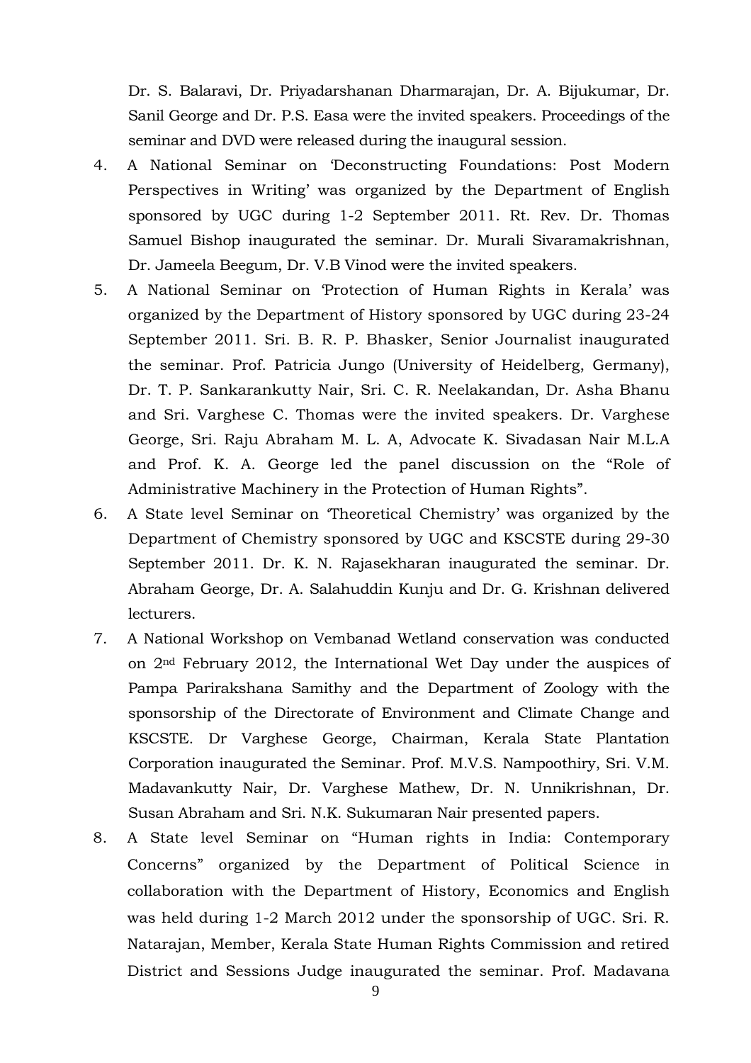Dr. S. Balaravi, Dr. Priyadarshanan Dharmarajan, Dr. A. Bijukumar, Dr. Sanil George and Dr. P.S. Easa were the invited speakers. Proceedings of the seminar and DVD were released during the inaugural session.

4. A National Seminar on 'Deconstructing Foundations: Post Modern Perspectives in Writing' was organized by the Department of English sponsored by UGC during 1-2 September 2011. Rt. Rev. Dr. Thomas Samuel Bishop inaugurated the seminar. Dr. Murali Sivaramakrishnan, Dr. Jameela Beegum, Dr. V.B Vinod were the invited speakers.
5. A National Seminar on 'Protection of Human Rights in Kerala' was organized by the Department of History sponsored by UGC during 23-24 September 2011. Sri. B. R. P. Bhasker, Senior Journalist inaugurated the seminar. Prof. Patricia Jungo (University of Heidelberg, Germany), Dr. T. P. Sankarankutty Nair, Sri. C. R. Neelakandan, Dr. Asha Bhanu and Sri. Varghese C. Thomas were the invited speakers. Dr. Varghese George, Sri. Raju Abraham M. L. A, Advocate K. Sivadasan Nair M.L.A and Prof. K. A. George led the panel discussion on the "Role of Administrative Machinery in the Protection of Human Rights".
6. A State level Seminar on 'Theoretical Chemistry' was organized by the Department of Chemistry sponsored by UGC and KSCSTE during 29-30 September 2011. Dr. K. N. Rajasekharan inaugurated the seminar. Dr. Abraham George, Dr. A. Salahuddin Kunju and Dr. G. Krishnan delivered lecturers.
7. A National Workshop on Vembanad Wetland conservation was conducted on 2nd February 2012, the International Wet Day under the auspices of Pampa Parirakshana Samithy and the Department of Zoology with the sponsorship of the Directorate of Environment and Climate Change and KSCSTE. Dr Varghese George, Chairman, Kerala State Plantation Corporation inaugurated the Seminar. Prof. M.V.S. Nampoothiry, Sri. V.M. Madavankutty Nair, Dr. Varghese Mathew, Dr. N. Unnikrishnan, Dr. Susan Abraham and Sri. N.K. Sukumaran Nair presented papers.
8. A State level Seminar on "Human rights in India: Contemporary Concerns" organized by the Department of Political Science in collaboration with the Department of History, Economics and English was held during 1-2 March 2012 under the sponsorship of UGC. Sri. R. Natarajan, Member, Kerala State Human Rights Commission and retired District and Sessions Judge inaugurated the seminar. Prof. Madavana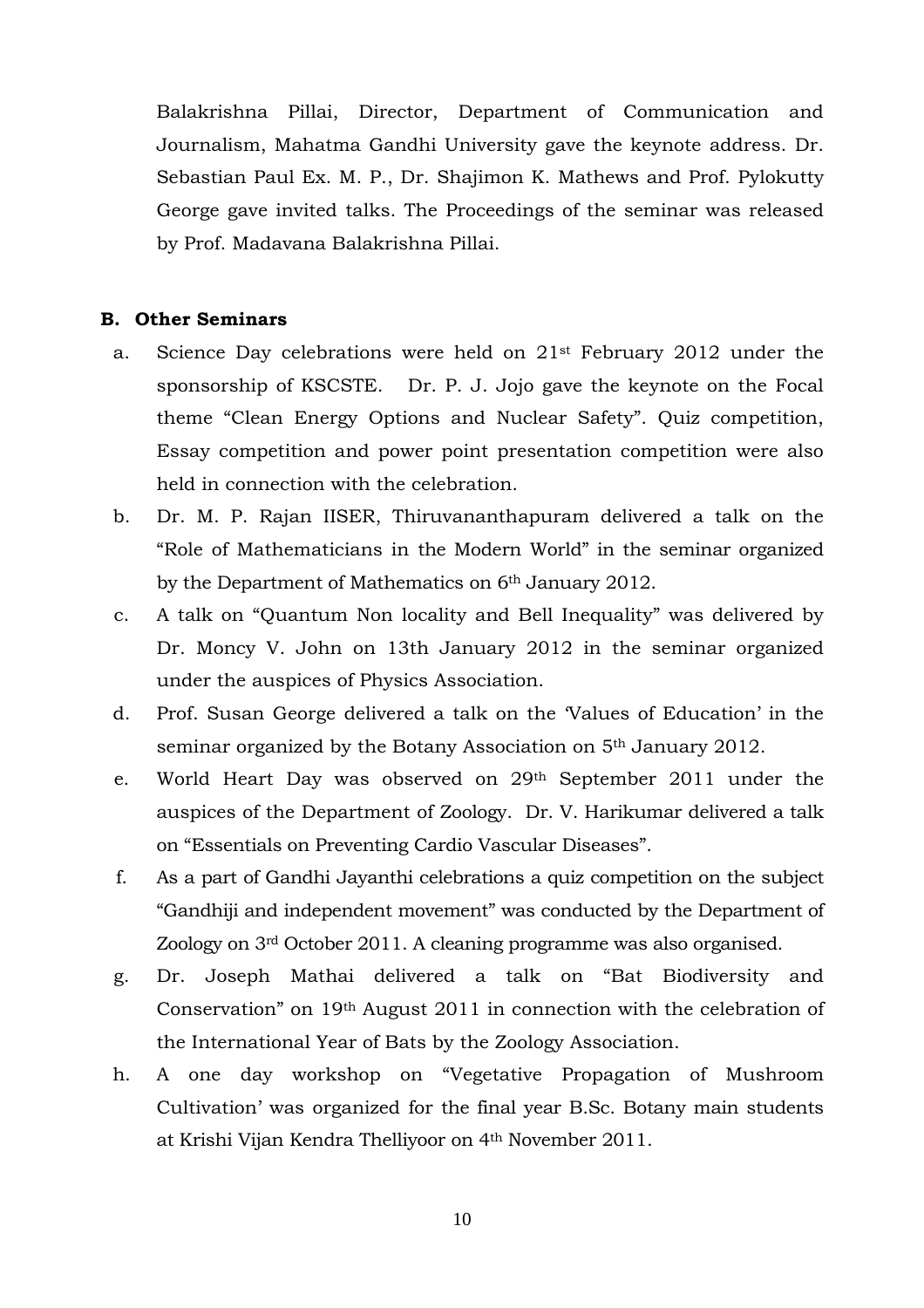Balakrishna Pillai, Director, Department of Communication and Journalism, Mahatma Gandhi University gave the keynote address. Dr. Sebastian Paul Ex. M. P., Dr. Shajimon K. Mathews and Prof. Pylokutty George gave invited talks. The Proceedings of the seminar was released by Prof. Madavana Balakrishna Pillai.

**B. Other Seminars**

a. Science Day celebrations were held on 21st February 2012 under the sponsorship of KSCSTE. Dr. P. J. Jojo gave the keynote on the Focal theme "Clean Energy Options and Nuclear Safety". Quiz competition, Essay competition and power point presentation competition were also held in connection with the celebration.

b. Dr. M. P. Rajan IISER, Thiruvananthapuram delivered a talk on the "Role of Mathematicians in the Modern World" in the seminar organized by the Department of Mathematics on 6th January 2012.

c. A talk on "Quantum Non locality and Bell Inequality" was delivered by Dr. Moncy V. John on 13th January 2012 in the seminar organized under the auspices of Physics Association.

d. Prof. Susan George delivered a talk on the 'Values of Education' in the seminar organized by the Botany Association on 5th January 2012.

e. World Heart Day was observed on 29th September 2011 under the auspices of the Department of Zoology. Dr. V. Harikumar delivered a talk on "Essentials on Preventing Cardio Vascular Diseases".

f. As a part of Gandhi Jayanthi celebrations a quiz competition on the subject "Gandhiji and independent movement" was conducted by the Department of Zoology on 3rd October 2011. A cleaning programme was also organised.

g. Dr. Joseph Mathai delivered a talk on "Bat Biodiversity and Conservation" on 19th August 2011 in connection with the celebration of the International Year of Bats by the Zoology Association.

h. A one day workshop on "Vegetative Propagation of Mushroom Cultivation' was organized for the final year B.Sc. Botany main students at Krishi Vijan Kendra Thelliyoor on 4th November 2011.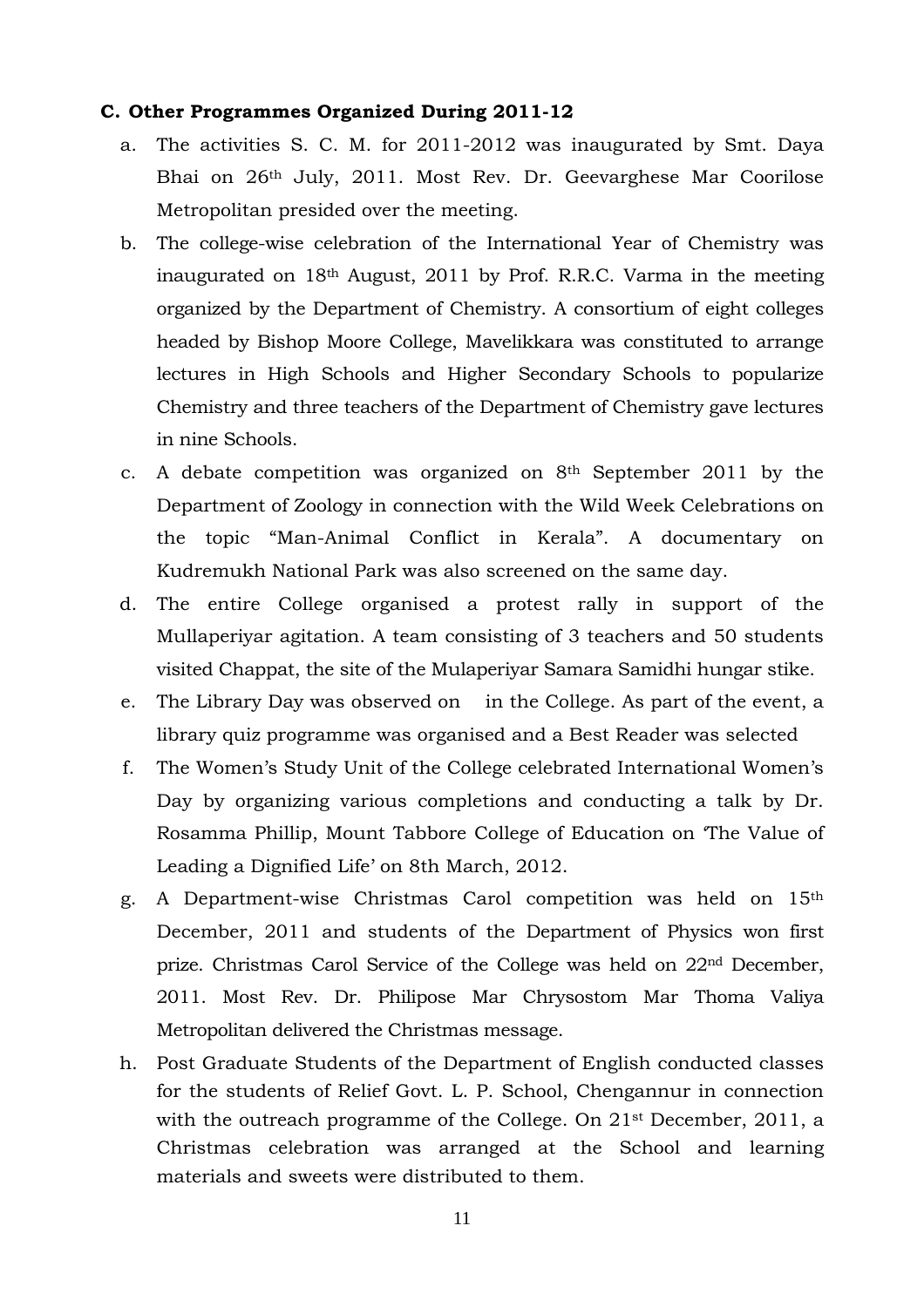### C. Other Programmes Organized During 2011-12

a. The activities S. C. M. for 2011-2012 was inaugurated by Smt. Daya Bhai on 26th July, 2011. Most Rev. Dr. Geevarghese Mar Coorilose Metropolitan presided over the meeting.

b. The college-wise celebration of the International Year of Chemistry was inaugurated on 18th August, 2011 by Prof. R.R.C. Varma in the meeting organized by the Department of Chemistry. A consortium of eight colleges headed by Bishop Moore College, Mavelikkara was constituted to arrange lectures in High Schools and Higher Secondary Schools to popularize Chemistry and three teachers of the Department of Chemistry gave lectures in nine Schools.

c. A debate competition was organized on 8th September 2011 by the Department of Zoology in connection with the Wild Week Celebrations on the topic "Man-Animal Conflict in Kerala". A documentary on Kudremukh National Park was also screened on the same day.

d. The entire College organised a protest rally in support of the Mullaperiyar agitation. A team consisting of 3 teachers and 50 students visited Chappat, the site of the Mulaperiyar Samara Samidhi hungar stike.

e. The Library Day was observed on in the College. As part of the event, a library quiz programme was organised and a Best Reader was selected

f. The Women's Study Unit of the College celebrated International Women's Day by organizing various completions and conducting a talk by Dr. Rosamma Phillip, Mount Tabbore College of Education on 'The Value of Leading a Dignified Life' on 8th March, 2012.

g. A Department-wise Christmas Carol competition was held on 15th December, 2011 and students of the Department of Physics won first prize. Christmas Carol Service of the College was held on 22nd December, 2011. Most Rev. Dr. Philipose Mar Chrysostom Mar Thoma Valiya Metropolitan delivered the Christmas message.

h. Post Graduate Students of the Department of English conducted classes for the students of Relief Govt. L. P. School, Chengannur in connection with the outreach programme of the College. On 21st December, 2011, a Christmas celebration was arranged at the School and learning materials and sweets were distributed to them.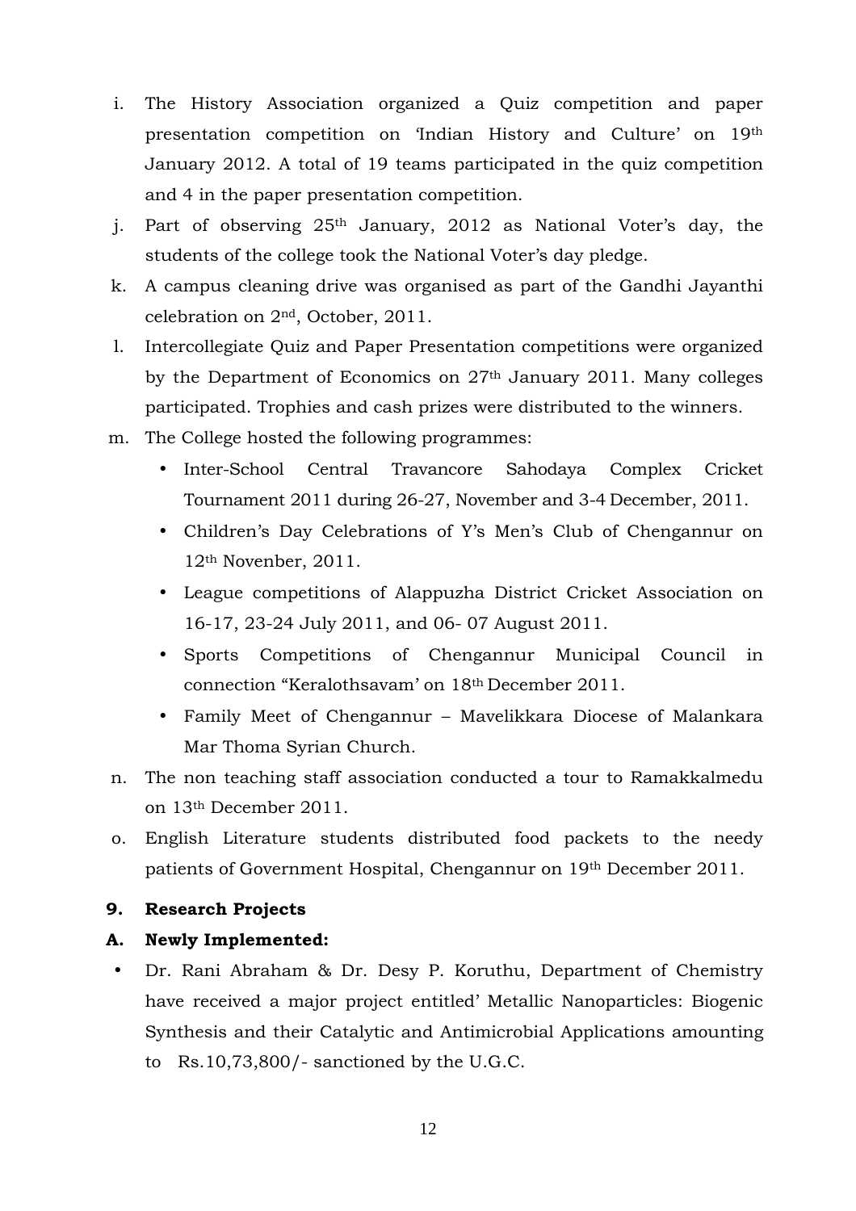i. The History Association organized a Quiz competition and paper presentation competition on 'Indian History and Culture' on 19th January 2012. A total of 19 teams participated in the quiz competition and 4 in the paper presentation competition.
j. Part of observing 25th January, 2012 as National Voter's day, the students of the college took the National Voter's day pledge.
k. A campus cleaning drive was organised as part of the Gandhi Jayanthi celebration on 2nd, October, 2011.
l. Intercollegiate Quiz and Paper Presentation competitions were organized by the Department of Economics on 27th January 2011. Many colleges participated. Trophies and cash prizes were distributed to the winners.
m. The College hosted the following programmes:
    - Inter-School Central Travancore Sahodaya Complex Cricket Tournament 2011 during 26-27, November and 3-4 December, 2011.
    - Children's Day Celebrations of Y's Men's Club of Chengannur on 12th Novenber, 2011.
    - League competitions of Alappuzha District Cricket Association on 16-17, 23-24 July 2011, and 06- 07 August 2011.
    - Sports Competitions of Chengannur Municipal Council in connection "Keralothsavam' on 18th December 2011.
    - Family Meet of Chengannur – Mavelikkara Diocese of Malankara Mar Thoma Syrian Church.
n. The non teaching staff association conducted a tour to Ramakkalmedu on 13th December 2011.
o. English Literature students distributed food packets to the needy patients of Government Hospital, Chengannur on 19th December 2011.

## 9. Research Projects

### A. Newly Implemented:

- Dr. Rani Abraham & Dr. Desy P. Koruthu, Department of Chemistry have received a major project entitled' Metallic Nanoparticles: Biogenic Synthesis and their Catalytic and Antimicrobial Applications amounting to Rs.10,73,800/- sanctioned by the U.G.C.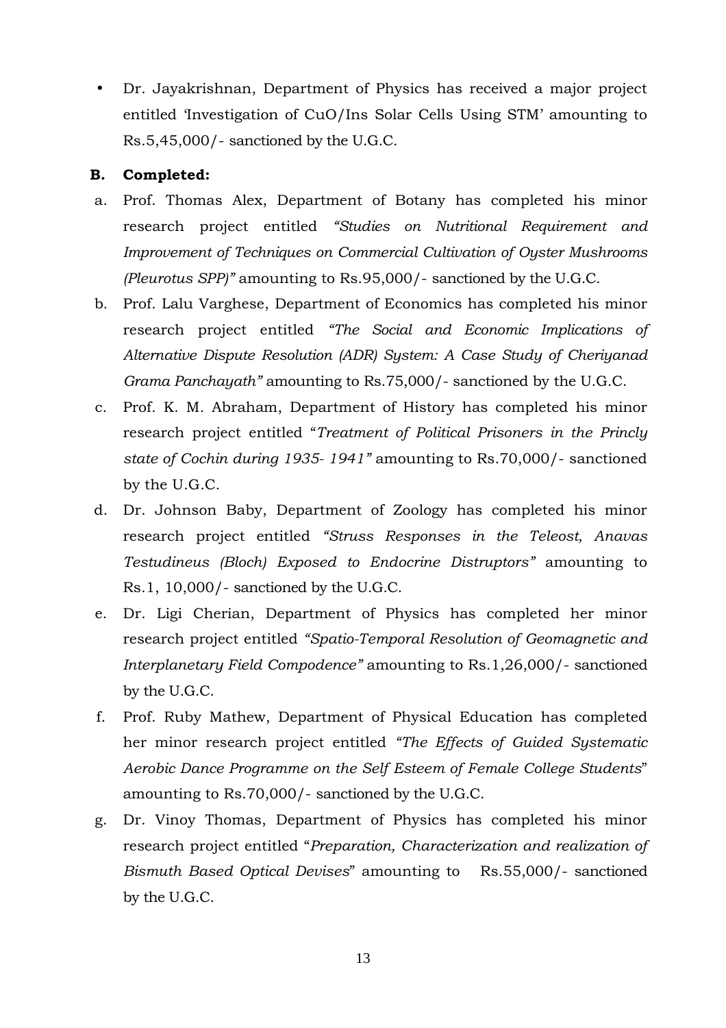- Dr. Jayakrishnan, Department of Physics has received a major project entitled 'Investigation of CuO/Ins Solar Cells Using STM' amounting to Rs.5,45,000/- sanctioned by the U.G.C.

**B. Completed:**

a. Prof. Thomas Alex, Department of Botany has completed his minor research project entitled *"Studies on Nutritional Requirement and Improvement of Techniques on Commercial Cultivation of Oyster Mushrooms (Pleurotus SPP)"* amounting to Rs.95,000/- sanctioned by the U.G.C.

b. Prof. Lalu Varghese, Department of Economics has completed his minor research project entitled *"The Social and Economic Implications of Alternative Dispute Resolution (ADR) System: A Case Study of Cheriyanad Grama Panchayath"* amounting to Rs.75,000/- sanctioned by the U.G.C.

c. Prof. K. M. Abraham, Department of History has completed his minor research project entitled "*Treatment of Political Prisoners in the Princly state of Cochin during 1935- 1941"* amounting to Rs.70,000/- sanctioned by the U.G.C.

d. Dr. Johnson Baby, Department of Zoology has completed his minor research project entitled *"Struss Responses in the Teleost, Anavas Testudineus (Bloch) Exposed to Endocrine Distruptors"* amounting to Rs.1, 10,000/- sanctioned by the U.G.C.

e. Dr. Ligi Cherian, Department of Physics has completed her minor research project entitled *"Spatio-Temporal Resolution of Geomagnetic and Interplanetary Field Compodence"* amounting to Rs.1,26,000/- sanctioned by the U.G.C.

f. Prof. Ruby Mathew, Department of Physical Education has completed her minor research project entitled *"The Effects of Guided Systematic Aerobic Dance Programme on the Self Esteem of Female College Students*" amounting to Rs.70,000/- sanctioned by the U.G.C.

g. Dr. Vinoy Thomas, Department of Physics has completed his minor research project entitled "*Preparation, Characterization and realization of Bismuth Based Optical Devises*" amounting to Rs.55,000/- sanctioned by the U.G.C.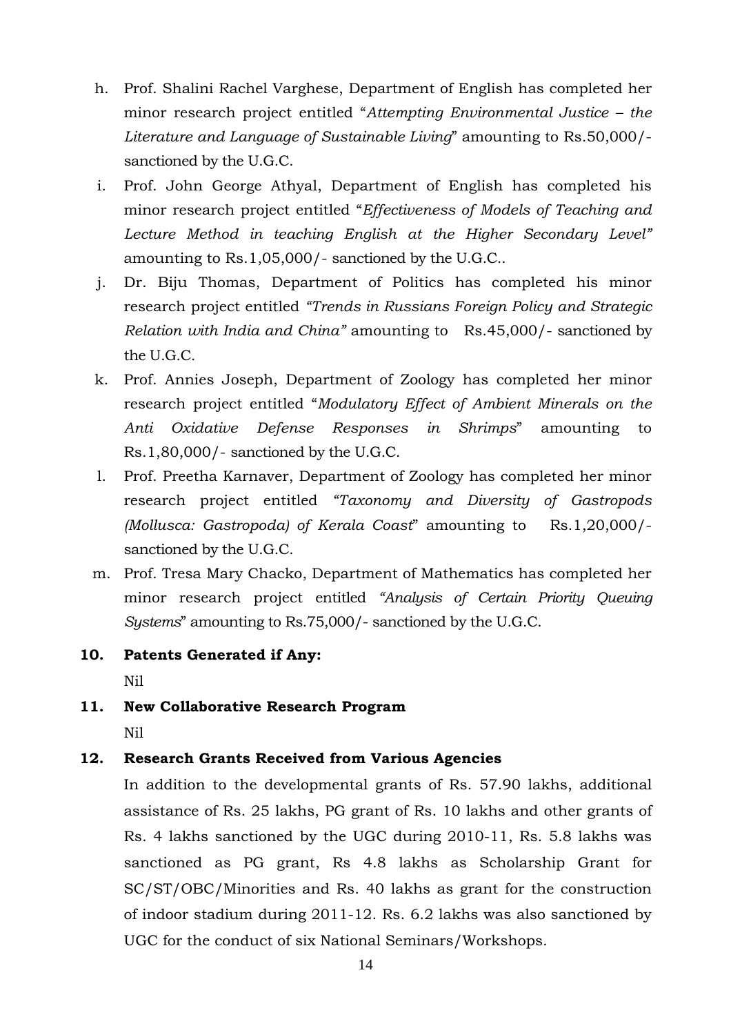h. Prof. Shalini Rachel Varghese, Department of English has completed her minor research project entitled "*Attempting Environmental Justice – the Literature and Language of Sustainable Living*" amounting to Rs.50,000/- sanctioned by the U.G.C.

i. Prof. John George Athyal, Department of English has completed his minor research project entitled "*Effectiveness of Models of Teaching and Lecture Method in teaching English at the Higher Secondary Level"* amounting to Rs.1,05,000/- sanctioned by the U.G.C..

j. Dr. Biju Thomas, Department of Politics has completed his minor research project entitled *"Trends in Russians Foreign Policy and Strategic Relation with India and China"* amounting to Rs.45,000/- sanctioned by the U.G.C.

k. Prof. Annies Joseph, Department of Zoology has completed her minor research project entitled "*Modulatory Effect of Ambient Minerals on the Anti Oxidative Defense Responses in Shrimps*" amounting to Rs.1,80,000/- sanctioned by the U.G.C.

l. Prof. Preetha Karnaver, Department of Zoology has completed her minor research project entitled *"Taxonomy and Diversity of Gastropods (Mollusca: Gastropoda) of Kerala Coast*" amounting to Rs.1,20,000/- sanctioned by the U.G.C.

m. Prof. Tresa Mary Chacko, Department of Mathematics has completed her minor research project entitled *"Analysis of Certain Priority Queuing Systems*" amounting to Rs.75,000/- sanctioned by the U.G.C.

**10. Patents Generated if Any:**

Nil

**11. New Collaborative Research Program**

Nil

**12. Research Grants Received from Various Agencies**

In addition to the developmental grants of Rs. 57.90 lakhs, additional assistance of Rs. 25 lakhs, PG grant of Rs. 10 lakhs and other grants of Rs. 4 lakhs sanctioned by the UGC during 2010-11, Rs. 5.8 lakhs was sanctioned as PG grant, Rs 4.8 lakhs as Scholarship Grant for SC/ST/OBC/Minorities and Rs. 40 lakhs as grant for the construction of indoor stadium during 2011-12. Rs. 6.2 lakhs was also sanctioned by UGC for the conduct of six National Seminars/Workshops.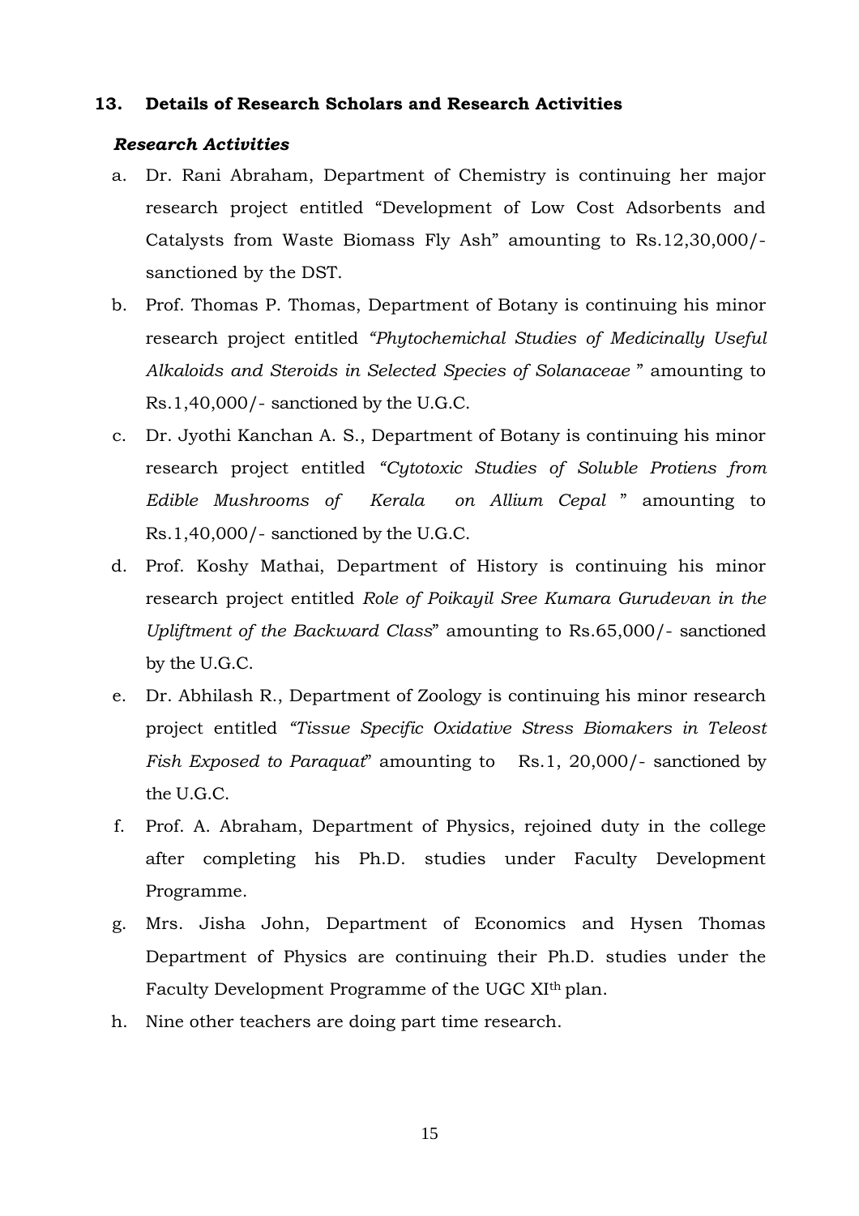## 13. Details of Research Scholars and Research Activities

***Research Activities***

a. Dr. Rani Abraham, Department of Chemistry is continuing her major research project entitled "Development of Low Cost Adsorbents and Catalysts from Waste Biomass Fly Ash" amounting to Rs.12,30,000/- sanctioned by the DST.

b. Prof. Thomas P. Thomas, Department of Botany is continuing his minor research project entitled *"Phytochemichal Studies of Medicinally Useful Alkaloids and Steroids in Selected Species of Solanaceae "* amounting to Rs.1,40,000/- sanctioned by the U.G.C.

c. Dr. Jyothi Kanchan A. S., Department of Botany is continuing his minor research project entitled *"Cytotoxic Studies of Soluble Protiens from Edible Mushrooms of Kerala on Allium Cepal "* amounting to Rs.1,40,000/- sanctioned by the U.G.C.

d. Prof. Koshy Mathai, Department of History is continuing his minor research project entitled *Role of Poikayil Sree Kumara Gurudevan in the Upliftment of the Backward Class*" amounting to Rs.65,000/- sanctioned by the U.G.C.

e. Dr. Abhilash R., Department of Zoology is continuing his minor research project entitled *"Tissue Specific Oxidative Stress Biomakers in Teleost Fish Exposed to Paraquat*" amounting to Rs.1, 20,000/- sanctioned by the U.G.C.

f. Prof. A. Abraham, Department of Physics, rejoined duty in the college after completing his Ph.D. studies under Faculty Development Programme.

g. Mrs. Jisha John, Department of Economics and Hysen Thomas Department of Physics are continuing their Ph.D. studies under the Faculty Development Programme of the UGC $XI^{th}$ plan.

h. Nine other teachers are doing part time research.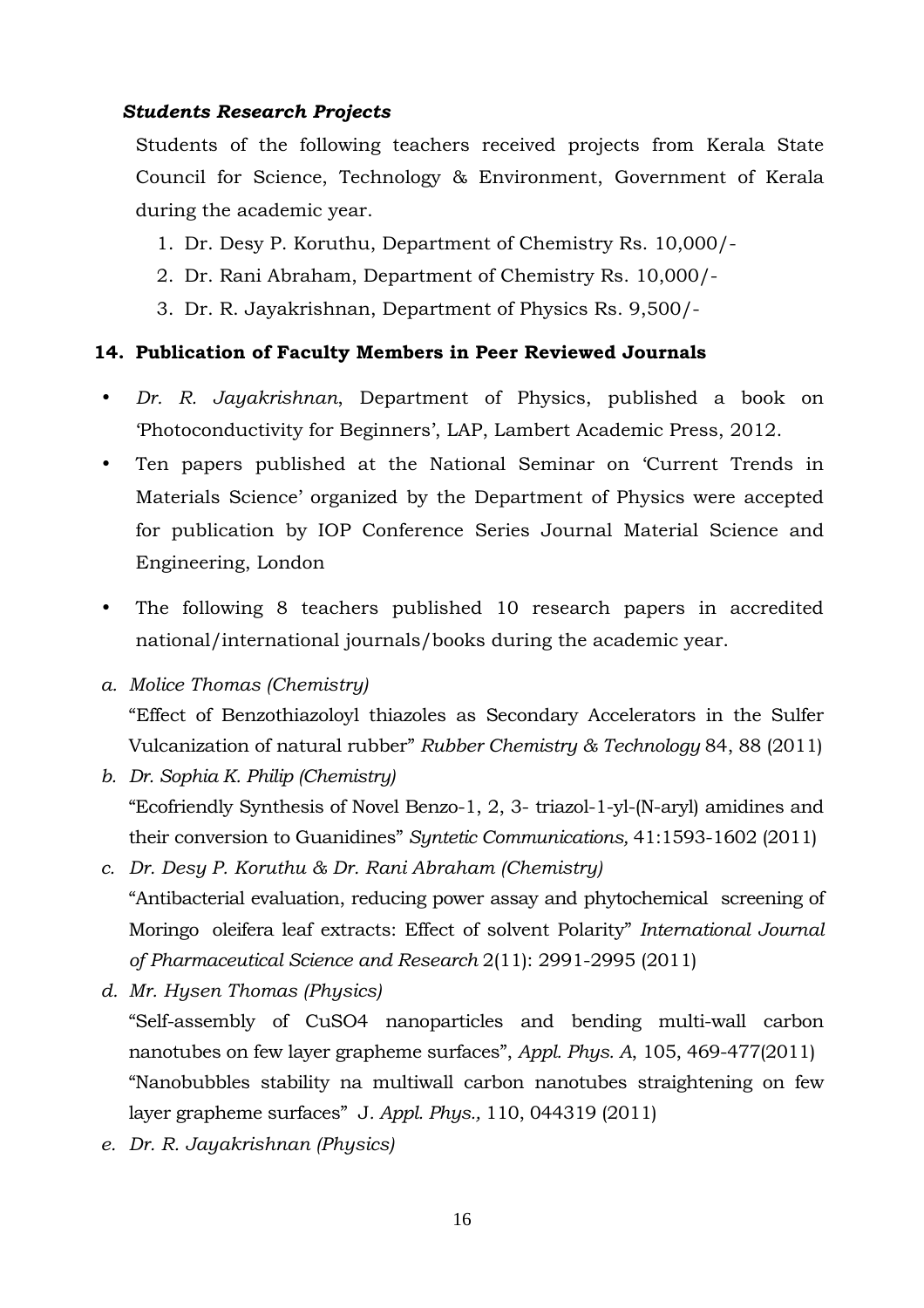***Students Research Projects***

Students of the following teachers received projects from Kerala State Council for Science, Technology & Environment, Government of Kerala during the academic year.

1. Dr. Desy P. Koruthu, Department of Chemistry Rs. 10,000/-
2. Dr. Rani Abraham, Department of Chemistry Rs. 10,000/-
3. Dr. R. Jayakrishnan, Department of Physics Rs. 9,500/-

## 14. Publication of Faculty Members in Peer Reviewed Journals

- *Dr. R. Jayakrishnan*, Department of Physics, published a book on 'Photoconductivity for Beginners', LAP, Lambert Academic Press, 2012.
- Ten papers published at the National Seminar on 'Current Trends in Materials Science' organized by the Department of Physics were accepted for publication by IOP Conference Series Journal Material Science and Engineering, London
- The following 8 teachers published 10 research papers in accredited national/international journals/books during the academic year.

a. *Molice Thomas (Chemistry)*
"Effect of Benzothiazoloyl thiazoles as Secondary Accelerators in the Sulfer Vulcanization of natural rubber" *Rubber Chemistry & Technology* 84, 88 (2011)

b. *Dr. Sophia K. Philip (Chemistry)*
"Ecofriendly Synthesis of Novel Benzo-1, 2, 3- triazol-1-yl-(N-aryl) amidines and their conversion to Guanidines" *Syntetic Communications,* 41:1593-1602 (2011)

c. *Dr. Desy P. Koruthu & Dr. Rani Abraham (Chemistry)*
"Antibacterial evaluation, reducing power assay and phytochemical screening of Moringo oleifera leaf extracts: Effect of solvent Polarity" *International Journal of Pharmaceutical Science and Research* 2(11): 2991-2995 (2011)

d. *Mr. Hysen Thomas (Physics)*
"Self-assembly of $CuSO_4$ nanoparticles and bending multi-wall carbon nanotubes on few layer grapheme surfaces", *Appl. Phys. A,* 105, 469-477(2011)
"Nanobubbles stability na multiwall carbon nanotubes straightening on few layer grapheme surfaces" J. *Appl. Phys.,* 110, 044319 (2011)

e. *Dr. R. Jayakrishnan (Physics)*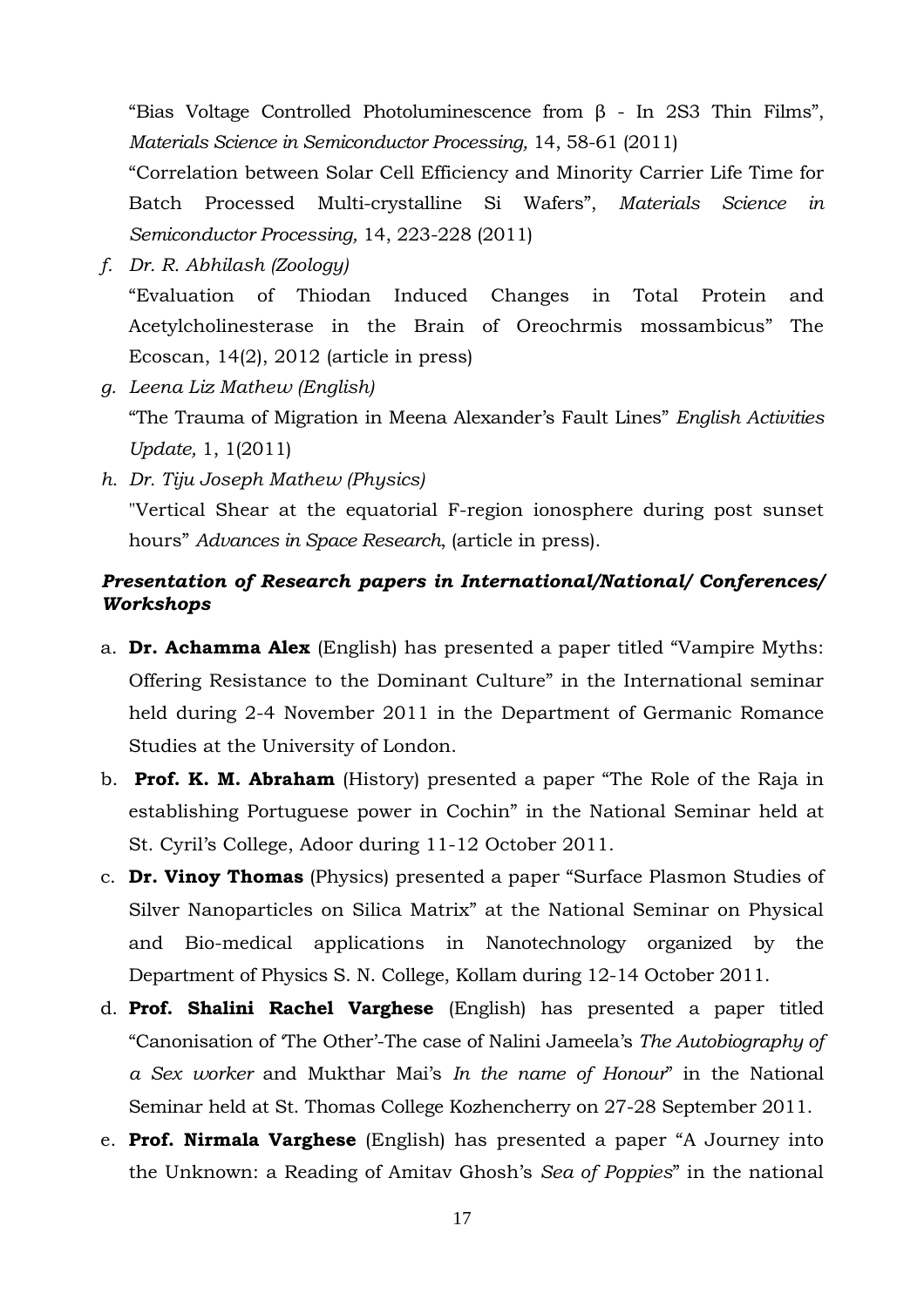"Bias Voltage Controlled Photoluminescence from β - In 2S3 Thin Films", *Materials Science in Semiconductor Processing,* 14, 58-61 (2011)

"Correlation between Solar Cell Efficiency and Minority Carrier Life Time for Batch Processed Multi-crystalline Si Wafers", *Materials Science in Semiconductor Processing,* 14, 223-228 (2011)

f. *Dr. R. Abhilash (Zoology)*

   "Evaluation of Thiodan Induced Changes in Total Protein and Acetylcholinesterase in the Brain of Oreochrmis mossambicus" The Ecoscan, 14(2), 2012 (article in press)

g. *Leena Liz Mathew (English)*

   "The Trauma of Migration in Meena Alexander's Fault Lines" *English Activities Update,* 1, 1(2011)

h. *Dr. Tiju Joseph Mathew (Physics)*

   "Vertical Shear at the equatorial F-region ionosphere during post sunset hours" *Advances in Space Research*, (article in press).

### *Presentation of Research papers in International/National/ Conferences/ Workshops*

a. **Dr. Achamma Alex** (English) has presented a paper titled "Vampire Myths: Offering Resistance to the Dominant Culture" in the International seminar held during 2-4 November 2011 in the Department of Germanic Romance Studies at the University of London.

b. **Prof. K. M. Abraham** (History) presented a paper "The Role of the Raja in establishing Portuguese power in Cochin" in the National Seminar held at St. Cyril's College, Adoor during 11-12 October 2011.

c. **Dr. Vinoy Thomas** (Physics) presented a paper "Surface Plasmon Studies of Silver Nanoparticles on Silica Matrix" at the National Seminar on Physical and Bio-medical applications in Nanotechnology organized by the Department of Physics S. N. College, Kollam during 12-14 October 2011.

d. **Prof. Shalini Rachel Varghese** (English) has presented a paper titled "Canonisation of 'The Other'-The case of Nalini Jameela's *The Autobiography of a Sex worker* and Mukthar Mai's *In the name of Honour*" in the National Seminar held at St. Thomas College Kozhencherry on 27-28 September 2011.

e. **Prof. Nirmala Varghese** (English) has presented a paper "A Journey into the Unknown: a Reading of Amitav Ghosh's *Sea of Poppies*" in the national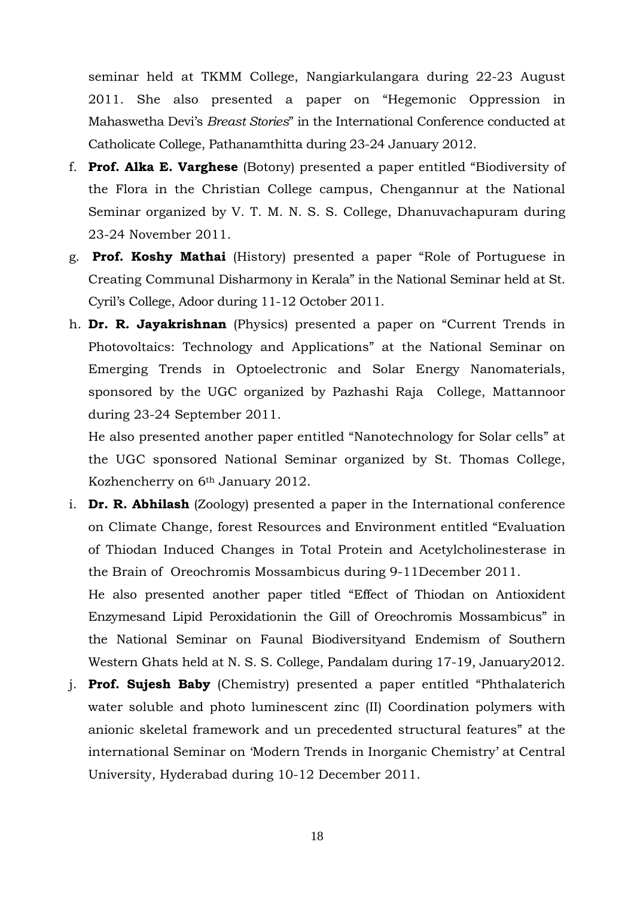seminar held at TKMM College, Nangiarkulangara during 22-23 August 2011. She also presented a paper on "Hegemonic Oppression in Mahaswetha Devi's *Breast Stories*" in the International Conference conducted at Catholicate College, Pathanamthitta during 23-24 January 2012.

f. **Prof. Alka E. Varghese** (Botony) presented a paper entitled "Biodiversity of the Flora in the Christian College campus, Chengannur at the National Seminar organized by V. T. M. N. S. S. College, Dhanuvachapuram during 23-24 November 2011.

g. **Prof. Koshy Mathai** (History) presented a paper "Role of Portuguese in Creating Communal Disharmony in Kerala" in the National Seminar held at St. Cyril's College, Adoor during 11-12 October 2011.

h. **Dr. R. Jayakrishnan** (Physics) presented a paper on "Current Trends in Photovoltaics: Technology and Applications" at the National Seminar on Emerging Trends in Optoelectronic and Solar Energy Nanomaterials, sponsored by the UGC organized by Pazhashi Raja College, Mattannoor during 23-24 September 2011.

   He also presented another paper entitled "Nanotechnology for Solar cells" at the UGC sponsored National Seminar organized by St. Thomas College, Kozhencherry on 6th January 2012.

i. **Dr. R. Abhilash** (Zoology) presented a paper in the International conference on Climate Change, forest Resources and Environment entitled "Evaluation of Thiodan Induced Changes in Total Protein and Acetylcholinesterase in the Brain of Oreochromis Mossambicus during 9-11December 2011.

   He also presented another paper titled "Effect of Thiodan on Antioxident Enzymesand Lipid Peroxidationin the Gill of Oreochromis Mossambicus" in the National Seminar on Faunal Biodiversityand Endemism of Southern Western Ghats held at N. S. S. College, Pandalam during 17-19, January2012.

j. **Prof. Sujesh Baby** (Chemistry) presented a paper entitled "Phthalaterich water soluble and photo luminescent zinc (II) Coordination polymers with anionic skeletal framework and un precedented structural features" at the international Seminar on 'Modern Trends in Inorganic Chemistry' at Central University, Hyderabad during 10-12 December 2011.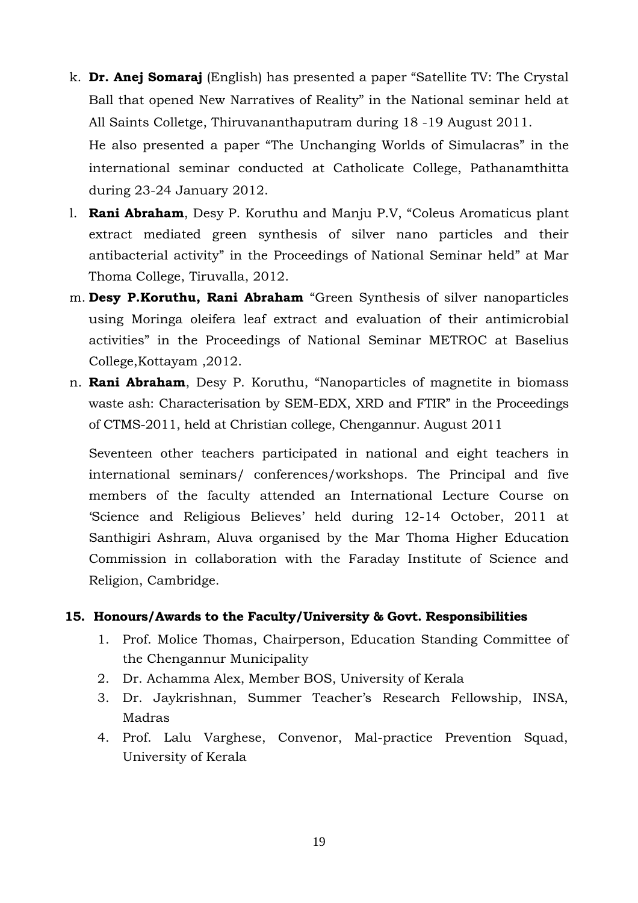k. **Dr. Anej Somaraj** (English) has presented a paper "Satellite TV: The Crystal Ball that opened New Narratives of Reality" in the National seminar held at All Saints Colletge, Thiruvananthaputram during 18 -19 August 2011.

   He also presented a paper "The Unchanging Worlds of Simulacras" in the international seminar conducted at Catholicate College, Pathanamthitta during 23-24 January 2012.

l. **Rani Abraham**, Desy P. Koruthu and Manju P.V, "Coleus Aromaticus plant extract mediated green synthesis of silver nano particles and their antibacterial activity" in the Proceedings of National Seminar held" at Mar Thoma College, Tiruvalla, 2012.

m. **Desy P.Koruthu, Rani Abraham** "Green Synthesis of silver nanoparticles using Moringa oleifera leaf extract and evaluation of their antimicrobial activities" in the Proceedings of National Seminar METROC at Baselius College,Kottayam ,2012.

n. **Rani Abraham**, Desy P. Koruthu, "Nanoparticles of magnetite in biomass waste ash: Characterisation by SEM-EDX, XRD and FTIR" in the Proceedings of CTMS-2011, held at Christian college, Chengannur. August 2011

   Seventeen other teachers participated in national and eight teachers in international seminars/ conferences/workshops. The Principal and five members of the faculty attended an International Lecture Course on 'Science and Religious Believes' held during 12-14 October, 2011 at Santhigiri Ashram, Aluva organised by the Mar Thoma Higher Education Commission in collaboration with the Faraday Institute of Science and Religion, Cambridge.

## 15. Honours/Awards to the Faculty/University & Govt. Responsibilities

1. Prof. Molice Thomas, Chairperson, Education Standing Committee of the Chengannur Municipality
2. Dr. Achamma Alex, Member BOS, University of Kerala
3. Dr. Jaykrishnan, Summer Teacher's Research Fellowship, INSA, Madras
4. Prof. Lalu Varghese, Convenor, Mal-practice Prevention Squad, University of Kerala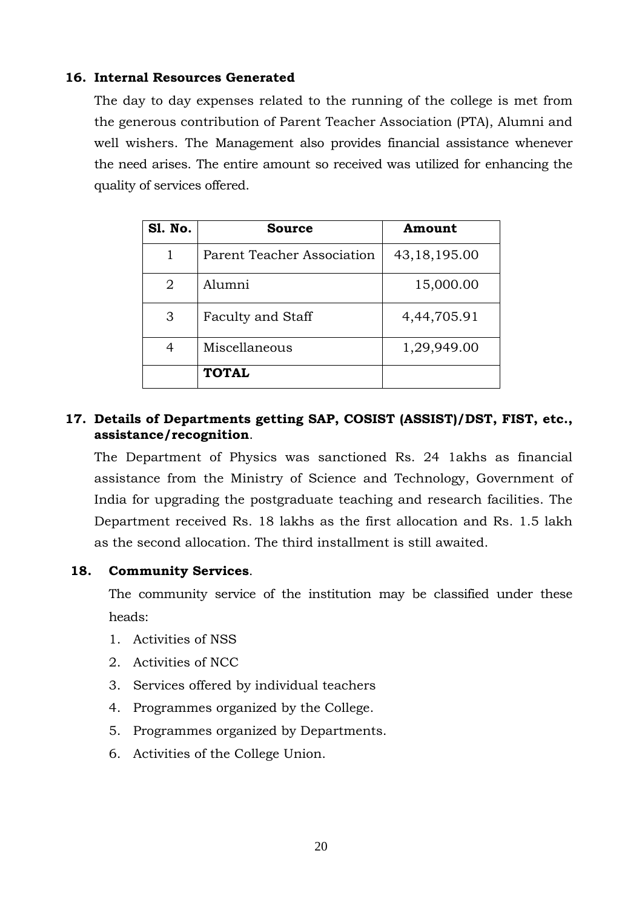### 16. Internal Resources Generated

The day to day expenses related to the running of the college is met from the generous contribution of Parent Teacher Association (PTA), Alumni and well wishers. The Management also provides financial assistance whenever the need arises. The entire amount so received was utilized for enhancing the quality of services offered.

| Sl. No. | Source | Amount |
|---|---|---|
| 1 | Parent Teacher Association | 43,18,195.00 |
| 2 | Alumni | 15,000.00 |
| 3 | Faculty and Staff | 4,44,705.91 |
| 4 | Miscellaneous | 1,29,949.00 |
| | **TOTAL** | |

### 17. Details of Departments getting SAP, COSIST (ASSIST)/DST, FIST, etc., assistance/recognition.

The Department of Physics was sanctioned Rs. 24 1akhs as financial assistance from the Ministry of Science and Technology, Government of India for upgrading the postgraduate teaching and research facilities. The Department received Rs. 18 lakhs as the first allocation and Rs. 1.5 lakh as the second allocation. The third installment is still awaited.

### 18. Community Services.

The community service of the institution may be classified under these heads:

1. Activities of NSS
2. Activities of NCC
3. Services offered by individual teachers
4. Programmes organized by the College.
5. Programmes organized by Departments.
6. Activities of the College Union.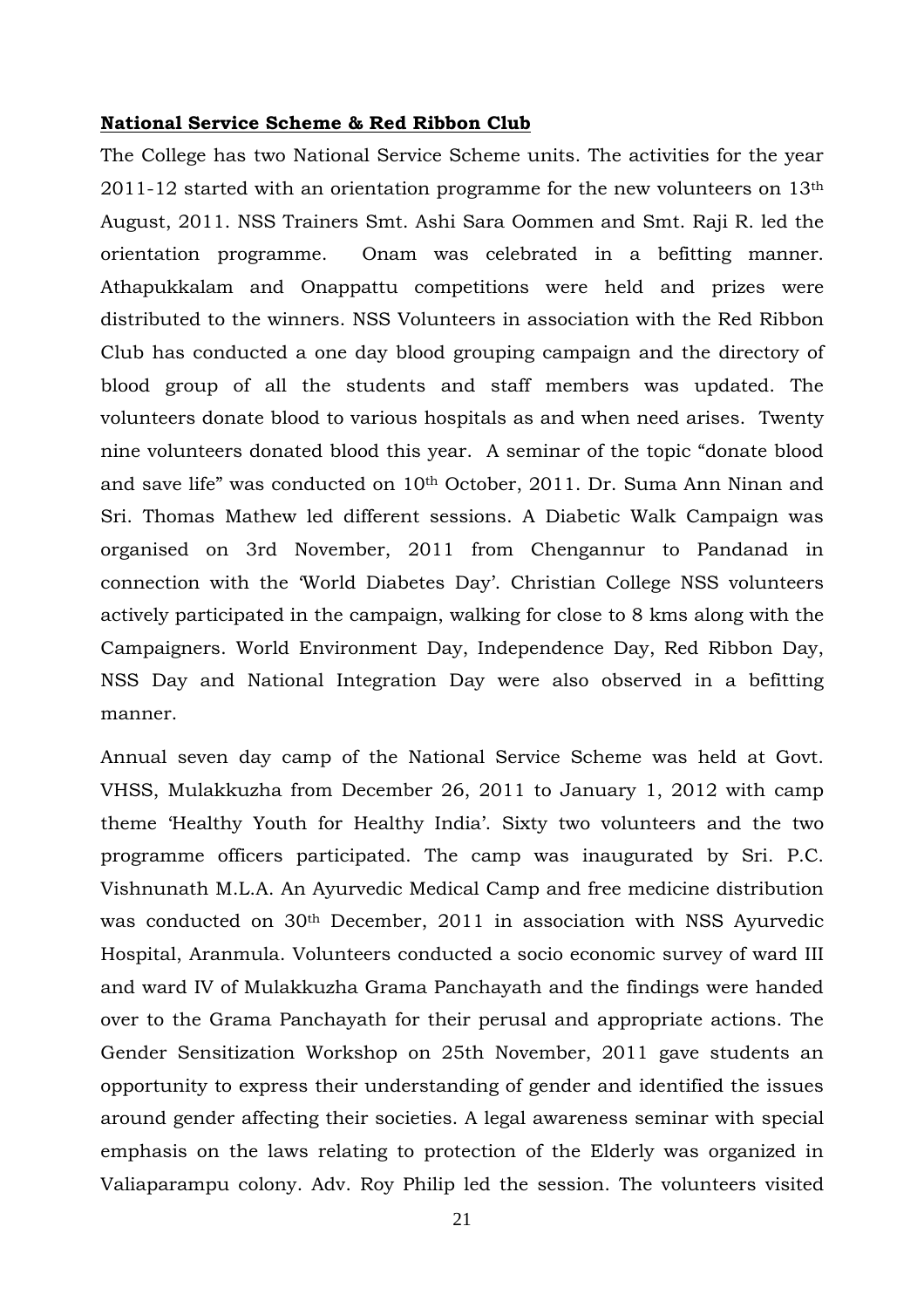**National Service Scheme & Red Ribbon Club**

The College has two National Service Scheme units. The activities for the year 2011-12 started with an orientation programme for the new volunteers on 13th August, 2011. NSS Trainers Smt. Ashi Sara Oommen and Smt. Raji R. led the orientation programme. Onam was celebrated in a befitting manner. Athapukkalam and Onappattu competitions were held and prizes were distributed to the winners. NSS Volunteers in association with the Red Ribbon Club has conducted a one day blood grouping campaign and the directory of blood group of all the students and staff members was updated. The volunteers donate blood to various hospitals as and when need arises. Twenty nine volunteers donated blood this year. A seminar of the topic "donate blood and save life" was conducted on 10th October, 2011. Dr. Suma Ann Ninan and Sri. Thomas Mathew led different sessions. A Diabetic Walk Campaign was organised on 3rd November, 2011 from Chengannur to Pandanad in connection with the 'World Diabetes Day'. Christian College NSS volunteers actively participated in the campaign, walking for close to 8 kms along with the Campaigners. World Environment Day, Independence Day, Red Ribbon Day, NSS Day and National Integration Day were also observed in a befitting manner.

Annual seven day camp of the National Service Scheme was held at Govt. VHSS, Mulakkuzha from December 26, 2011 to January 1, 2012 with camp theme 'Healthy Youth for Healthy India'. Sixty two volunteers and the two programme officers participated. The camp was inaugurated by Sri. P.C. Vishnunath M.L.A. An Ayurvedic Medical Camp and free medicine distribution was conducted on 30th December, 2011 in association with NSS Ayurvedic Hospital, Aranmula. Volunteers conducted a socio economic survey of ward III and ward IV of Mulakkuzha Grama Panchayath and the findings were handed over to the Grama Panchayath for their perusal and appropriate actions. The Gender Sensitization Workshop on 25th November, 2011 gave students an opportunity to express their understanding of gender and identified the issues around gender affecting their societies. A legal awareness seminar with special emphasis on the laws relating to protection of the Elderly was organized in Valiaparampu colony. Adv. Roy Philip led the session. The volunteers visited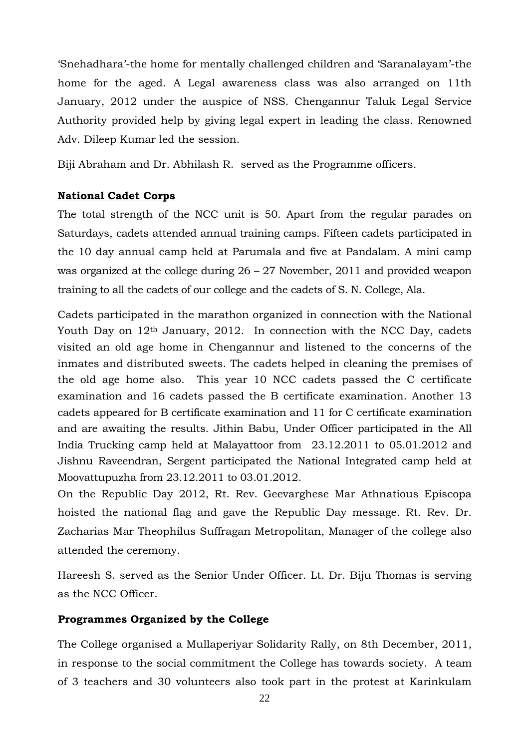'Snehadhara'-the home for mentally challenged children and 'Saranalayam'-the home for the aged. A Legal awareness class was also arranged on 11th January, 2012 under the auspice of NSS. Chengannur Taluk Legal Service Authority provided help by giving legal expert in leading the class. Renowned Adv. Dileep Kumar led the session.

Biji Abraham and Dr. Abhilash R. served as the Programme officers.

**National Cadet Corps**

The total strength of the NCC unit is 50. Apart from the regular parades on Saturdays, cadets attended annual training camps. Fifteen cadets participated in the 10 day annual camp held at Parumala and five at Pandalam. A mini camp was organized at the college during 26 – 27 November, 2011 and provided weapon training to all the cadets of our college and the cadets of S. N. College, Ala.

Cadets participated in the marathon organized in connection with the National Youth Day on 12th January, 2012. In connection with the NCC Day, cadets visited an old age home in Chengannur and listened to the concerns of the inmates and distributed sweets. The cadets helped in cleaning the premises of the old age home also. This year 10 NCC cadets passed the C certificate examination and 16 cadets passed the B certificate examination. Another 13 cadets appeared for B certificate examination and 11 for C certificate examination and are awaiting the results. Jithin Babu, Under Officer participated in the All India Trucking camp held at Malayattoor from 23.12.2011 to 05.01.2012 and Jishnu Raveendran, Sergent participated the National Integrated camp held at Moovattupuzha from 23.12.2011 to 03.01.2012.

On the Republic Day 2012, Rt. Rev. Geevarghese Mar Athnatious Episcopa hoisted the national flag and gave the Republic Day message. Rt. Rev. Dr. Zacharias Mar Theophilus Suffragan Metropolitan, Manager of the college also attended the ceremony.

Hareesh S. served as the Senior Under Officer. Lt. Dr. Biju Thomas is serving as the NCC Officer.

**Programmes Organized by the College**

The College organised a Mullaperiyar Solidarity Rally, on 8th December, 2011, in response to the social commitment the College has towards society. A team of 3 teachers and 30 volunteers also took part in the protest at Karinkulam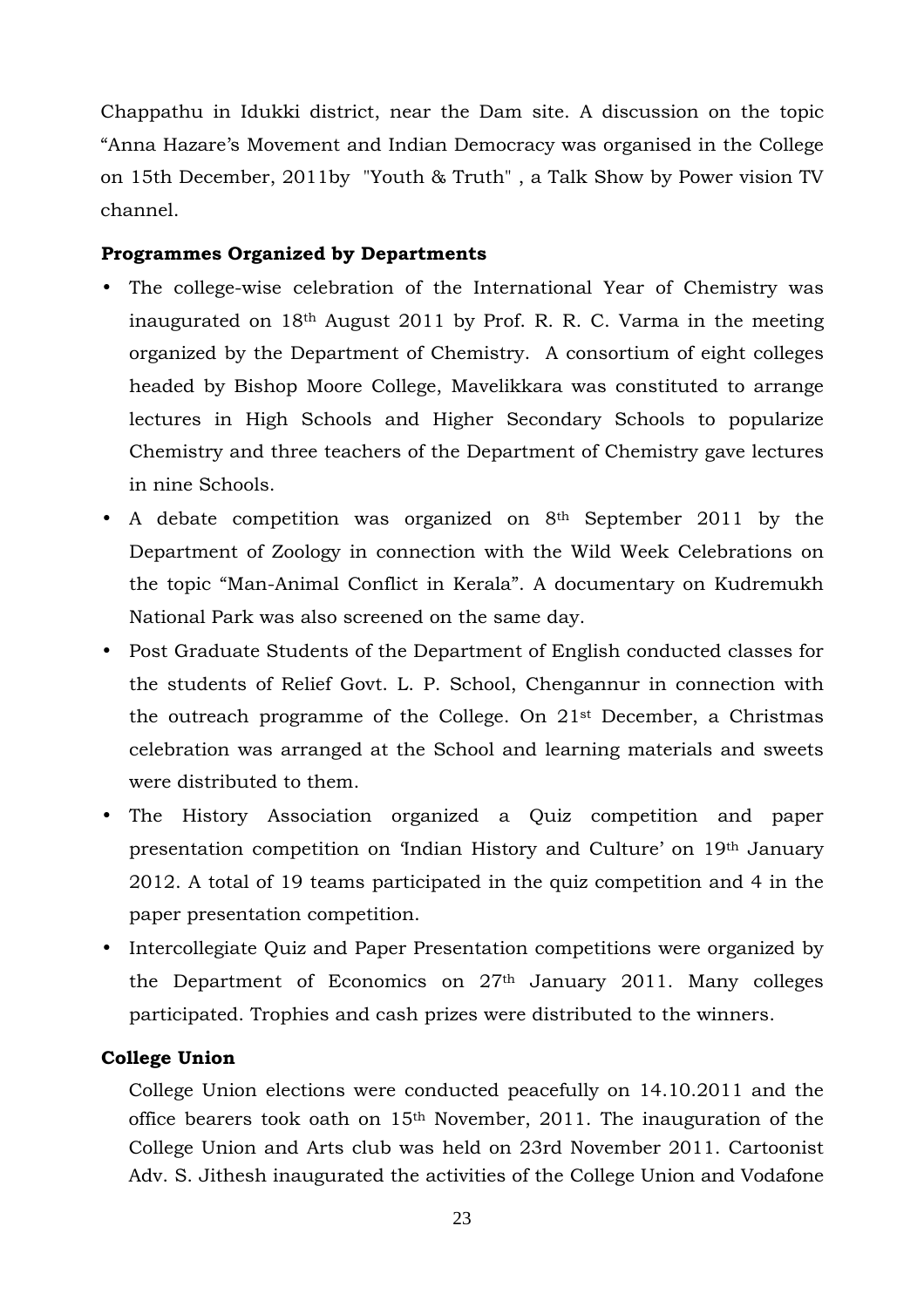Chappathu in Idukki district, near the Dam site. A discussion on the topic "Anna Hazare's Movement and Indian Democracy was organised in the College on 15th December, 2011by "Youth & Truth" , a Talk Show by Power vision TV channel.

**Programmes Organized by Departments**

- The college-wise celebration of the International Year of Chemistry was inaugurated on 18th August 2011 by Prof. R. R. C. Varma in the meeting organized by the Department of Chemistry. A consortium of eight colleges headed by Bishop Moore College, Mavelikkara was constituted to arrange lectures in High Schools and Higher Secondary Schools to popularize Chemistry and three teachers of the Department of Chemistry gave lectures in nine Schools.
- A debate competition was organized on 8th September 2011 by the Department of Zoology in connection with the Wild Week Celebrations on the topic "Man-Animal Conflict in Kerala". A documentary on Kudremukh National Park was also screened on the same day.
- Post Graduate Students of the Department of English conducted classes for the students of Relief Govt. L. P. School, Chengannur in connection with the outreach programme of the College. On 21st December, a Christmas celebration was arranged at the School and learning materials and sweets were distributed to them.
- The History Association organized a Quiz competition and paper presentation competition on 'Indian History and Culture' on 19th January 2012. A total of 19 teams participated in the quiz competition and 4 in the paper presentation competition.
- Intercollegiate Quiz and Paper Presentation competitions were organized by the Department of Economics on 27th January 2011. Many colleges participated. Trophies and cash prizes were distributed to the winners.

**College Union**

College Union elections were conducted peacefully on 14.10.2011 and the office bearers took oath on 15th November, 2011. The inauguration of the College Union and Arts club was held on 23rd November 2011. Cartoonist Adv. S. Jithesh inaugurated the activities of the College Union and Vodafone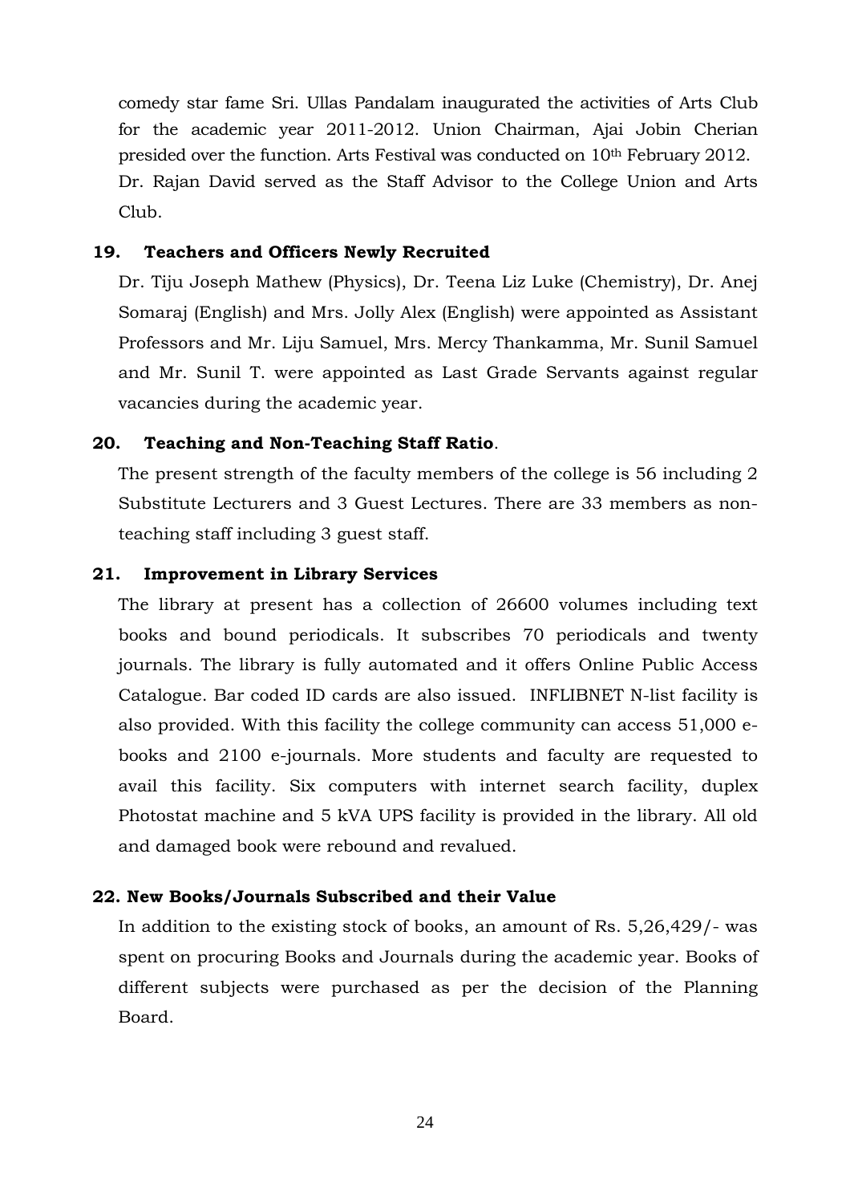comedy star fame Sri. Ullas Pandalam inaugurated the activities of Arts Club for the academic year 2011-2012. Union Chairman, Ajai Jobin Cherian presided over the function. Arts Festival was conducted on 10th February 2012. Dr. Rajan David served as the Staff Advisor to the College Union and Arts Club.

### 19. Teachers and Officers Newly Recruited

Dr. Tiju Joseph Mathew (Physics), Dr. Teena Liz Luke (Chemistry), Dr. Anej Somaraj (English) and Mrs. Jolly Alex (English) were appointed as Assistant Professors and Mr. Liju Samuel, Mrs. Mercy Thankamma, Mr. Sunil Samuel and Mr. Sunil T. were appointed as Last Grade Servants against regular vacancies during the academic year.

### 20. Teaching and Non-Teaching Staff Ratio.

The present strength of the faculty members of the college is 56 including 2 Substitute Lecturers and 3 Guest Lectures. There are 33 members as non-teaching staff including 3 guest staff.

### 21. Improvement in Library Services

The library at present has a collection of 26600 volumes including text books and bound periodicals. It subscribes 70 periodicals and twenty journals. The library is fully automated and it offers Online Public Access Catalogue. Bar coded ID cards are also issued. INFLIBNET N-list facility is also provided. With this facility the college community can access 51,000 e-books and 2100 e-journals. More students and faculty are requested to avail this facility. Six computers with internet search facility, duplex Photostat machine and 5 kVA UPS facility is provided in the library. All old and damaged book were rebound and revalued.

### 22. New Books/Journals Subscribed and their Value

In addition to the existing stock of books, an amount of Rs. 5,26,429/- was spent on procuring Books and Journals during the academic year. Books of different subjects were purchased as per the decision of the Planning Board.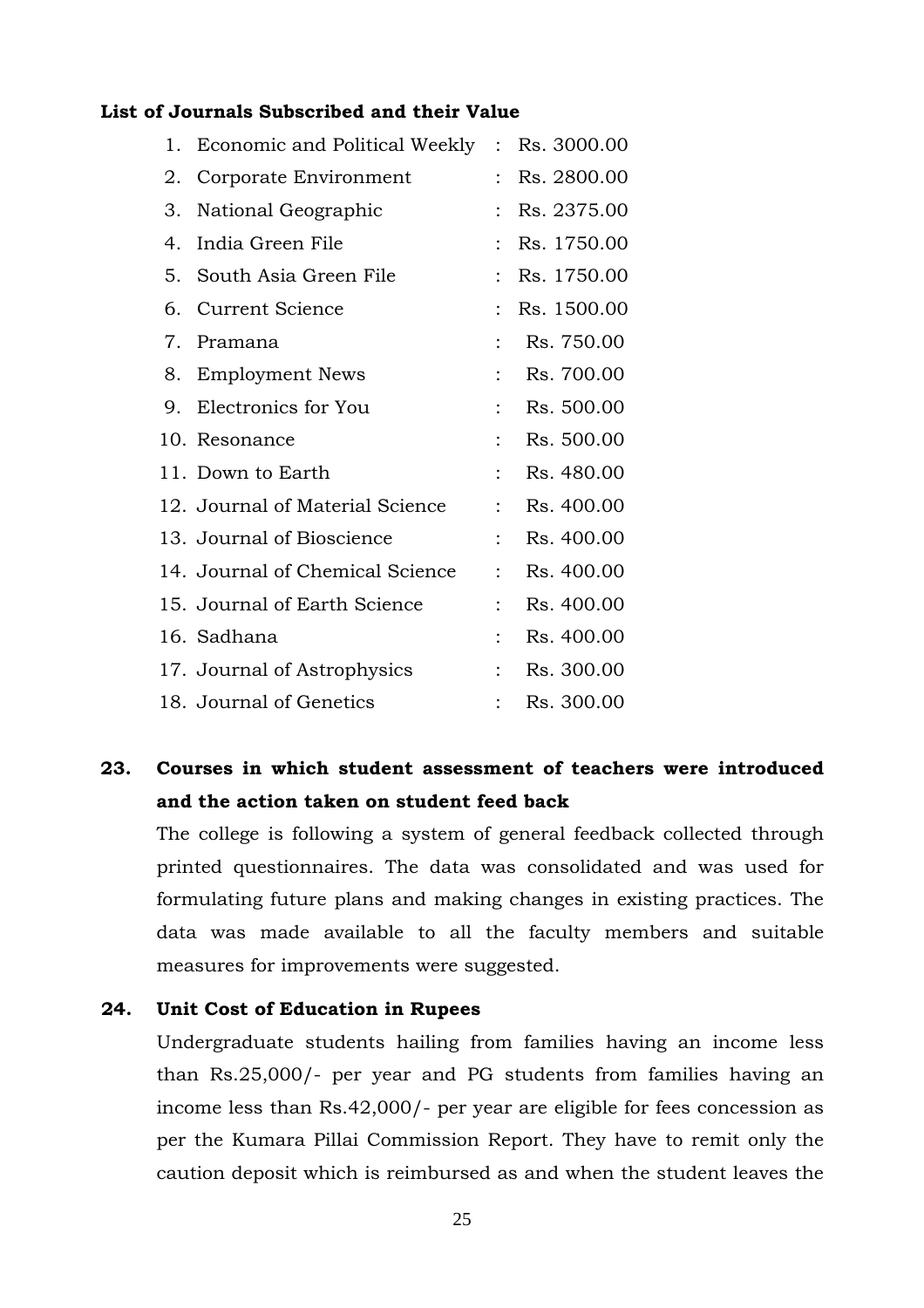**List of Journals Subscribed and their Value**

| | | | |
|---|---|---|---|
| 1. | Economic and Political Weekly | : | Rs. 3000.00 |
| 2. | Corporate Environment | : | Rs. 2800.00 |
| 3. | National Geographic | : | Rs. 2375.00 |
| 4. | India Green File | : | Rs. 1750.00 |
| 5. | South Asia Green File | : | Rs. 1750.00 |
| 6. | Current Science | : | Rs. 1500.00 |
| 7. | Pramana | : | Rs. 750.00 |
| 8. | Employment News | : | Rs. 700.00 |
| 9. | Electronics for You | : | Rs. 500.00 |
| 10. | Resonance | : | Rs. 500.00 |
| 11. | Down to Earth | : | Rs. 480.00 |
| 12. | Journal of Material Science | : | Rs. 400.00 |
| 13. | Journal of Bioscience | : | Rs. 400.00 |
| 14. | Journal of Chemical Science | : | Rs. 400.00 |
| 15. | Journal of Earth Science | : | Rs. 400.00 |
| 16. | Sadhana | : | Rs. 400.00 |
| 17. | Journal of Astrophysics | : | Rs. 300.00 |
| 18. | Journal of Genetics | : | Rs. 300.00 |

**23. Courses in which student assessment of teachers were introduced and the action taken on student feed back**

The college is following a system of general feedback collected through printed questionnaires. The data was consolidated and was used for formulating future plans and making changes in existing practices. The data was made available to all the faculty members and suitable measures for improvements were suggested.

**24. Unit Cost of Education in Rupees**

Undergraduate students hailing from families having an income less than Rs.25,000/- per year and PG students from families having an income less than Rs.42,000/- per year are eligible for fees concession as per the Kumara Pillai Commission Report. They have to remit only the caution deposit which is reimbursed as and when the student leaves the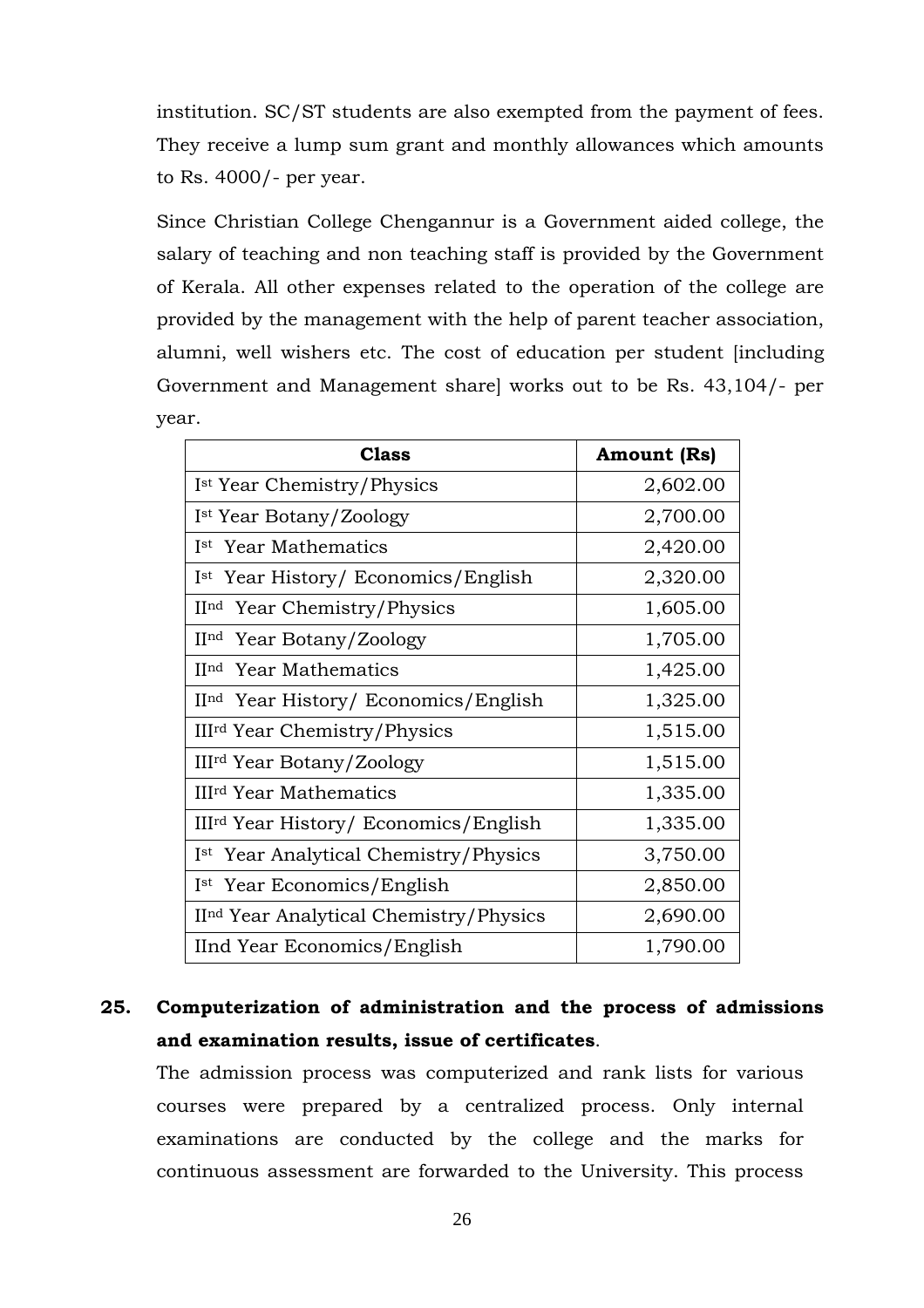institution. SC/ST students are also exempted from the payment of fees. They receive a lump sum grant and monthly allowances which amounts to Rs. 4000/- per year.

Since Christian College Chengannur is a Government aided college, the salary of teaching and non teaching staff is provided by the Government of Kerala. All other expenses related to the operation of the college are provided by the management with the help of parent teacher association, alumni, well wishers etc. The cost of education per student [including Government and Management share] works out to be Rs. 43,104/- per year.

| Class | Amount (Rs) |
|---|---|
| Ist Year Chemistry/Physics | 2,602.00 |
| Ist Year Botany/Zoology | 2,700.00 |
| Ist Year Mathematics | 2,420.00 |
| Ist Year History/ Economics/English | 2,320.00 |
| IInd Year Chemistry/Physics | 1,605.00 |
| IInd Year Botany/Zoology | 1,705.00 |
| IInd Year Mathematics | 1,425.00 |
| IInd Year History/ Economics/English | 1,325.00 |
| IIIrd Year Chemistry/Physics | 1,515.00 |
| IIIrd Year Botany/Zoology | 1,515.00 |
| IIIrd Year Mathematics | 1,335.00 |
| IIIrd Year History/ Economics/English | 1,335.00 |
| Ist Year Analytical Chemistry/Physics | 3,750.00 |
| Ist Year Economics/English | 2,850.00 |
| IInd Year Analytical Chemistry/Physics | 2,690.00 |
| IInd Year Economics/English | 1,790.00 |

**25. Computerization of administration and the process of admissions and examination results, issue of certificates**.

The admission process was computerized and rank lists for various courses were prepared by a centralized process. Only internal examinations are conducted by the college and the marks for continuous assessment are forwarded to the University. This process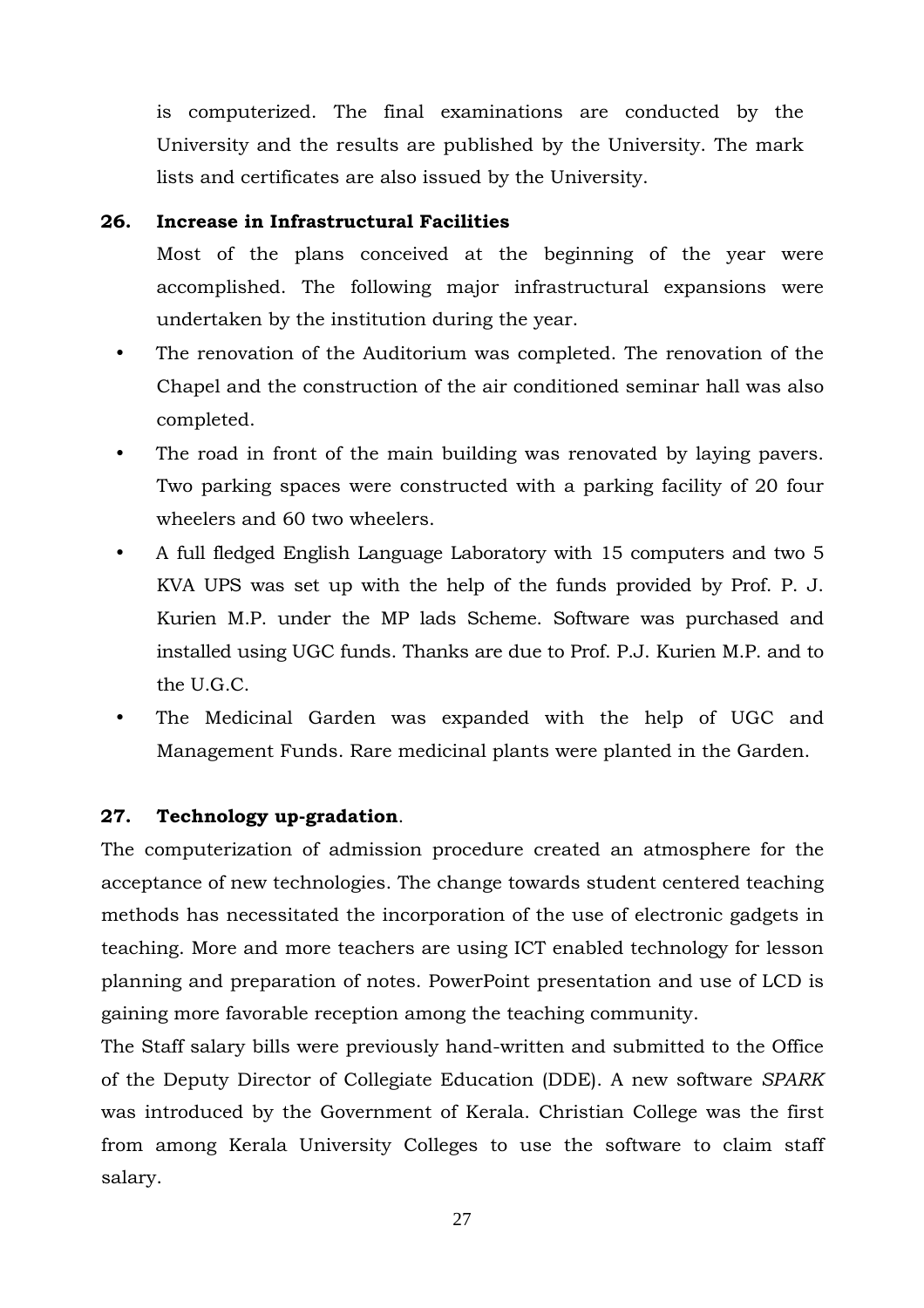is computerized. The final examinations are conducted by the University and the results are published by the University. The mark lists and certificates are also issued by the University.

**26. Increase in Infrastructural Facilities**

Most of the plans conceived at the beginning of the year were accomplished. The following major infrastructural expansions were undertaken by the institution during the year.

- The renovation of the Auditorium was completed. The renovation of the Chapel and the construction of the air conditioned seminar hall was also completed.
- The road in front of the main building was renovated by laying pavers. Two parking spaces were constructed with a parking facility of 20 four wheelers and 60 two wheelers.
- A full fledged English Language Laboratory with 15 computers and two 5 KVA UPS was set up with the help of the funds provided by Prof. P. J. Kurien M.P. under the MP lads Scheme. Software was purchased and installed using UGC funds. Thanks are due to Prof. P.J. Kurien M.P. and to the U.G.C.
- The Medicinal Garden was expanded with the help of UGC and Management Funds. Rare medicinal plants were planted in the Garden.

**27. Technology up-gradation**.

The computerization of admission procedure created an atmosphere for the acceptance of new technologies. The change towards student centered teaching methods has necessitated the incorporation of the use of electronic gadgets in teaching. More and more teachers are using ICT enabled technology for lesson planning and preparation of notes. PowerPoint presentation and use of LCD is gaining more favorable reception among the teaching community.

The Staff salary bills were previously hand-written and submitted to the Office of the Deputy Director of Collegiate Education (DDE). A new software *SPARK* was introduced by the Government of Kerala. Christian College was the first from among Kerala University Colleges to use the software to claim staff salary.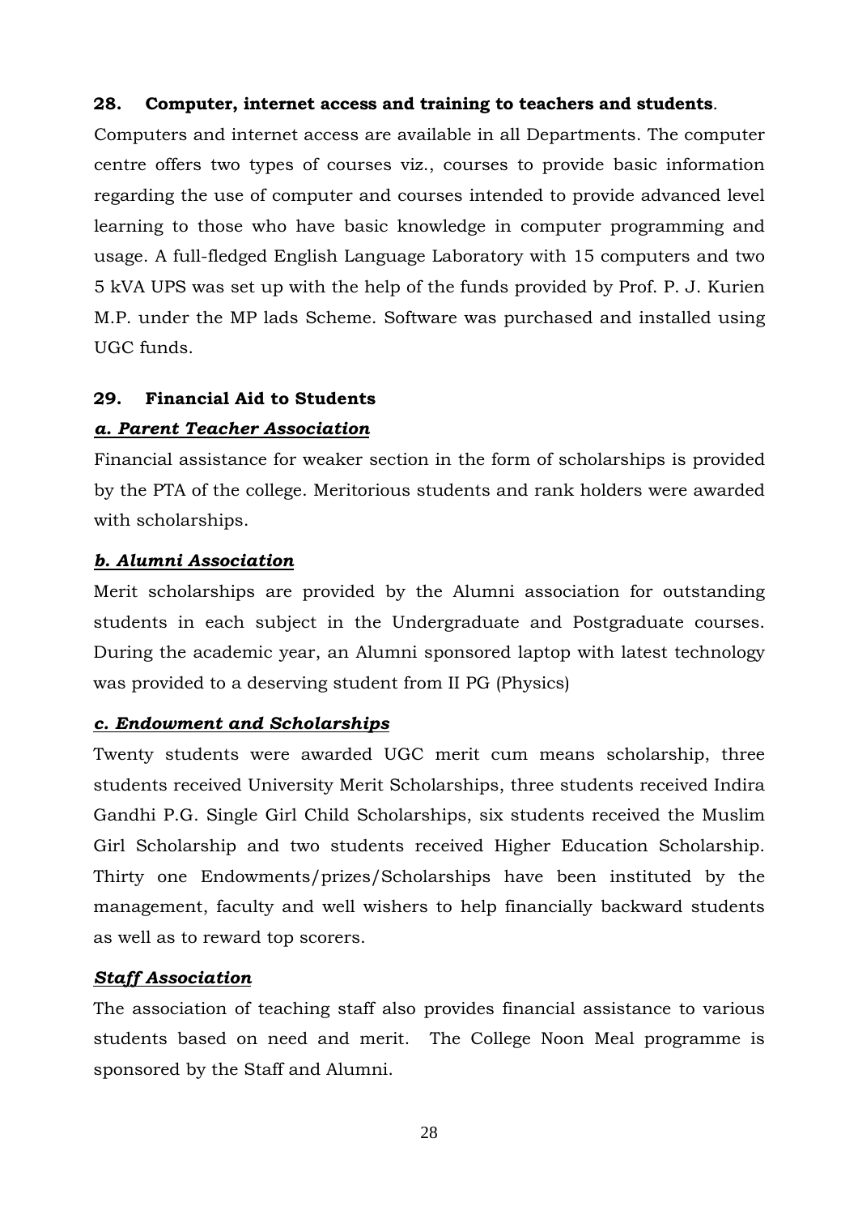## 28. Computer, internet access and training to teachers and students.

Computers and internet access are available in all Departments. The computer centre offers two types of courses viz., courses to provide basic information regarding the use of computer and courses intended to provide advanced level learning to those who have basic knowledge in computer programming and usage. A full-fledged English Language Laboratory with 15 computers and two 5 kVA UPS was set up with the help of the funds provided by Prof. P. J. Kurien M.P. under the MP lads Scheme. Software was purchased and installed using UGC funds.

## 29. Financial Aid to Students

### ***a. Parent Teacher Association***

Financial assistance for weaker section in the form of scholarships is provided by the PTA of the college. Meritorious students and rank holders were awarded with scholarships.

### ***b. Alumni Association***

Merit scholarships are provided by the Alumni association for outstanding students in each subject in the Undergraduate and Postgraduate courses. During the academic year, an Alumni sponsored laptop with latest technology was provided to a deserving student from II PG (Physics)

### ***c. Endowment and Scholarships***

Twenty students were awarded UGC merit cum means scholarship, three students received University Merit Scholarships, three students received Indira Gandhi P.G. Single Girl Child Scholarships, six students received the Muslim Girl Scholarship and two students received Higher Education Scholarship. Thirty one Endowments/prizes/Scholarships have been instituted by the management, faculty and well wishers to help financially backward students as well as to reward top scorers.

### ***Staff Association***

The association of teaching staff also provides financial assistance to various students based on need and merit. The College Noon Meal programme is sponsored by the Staff and Alumni.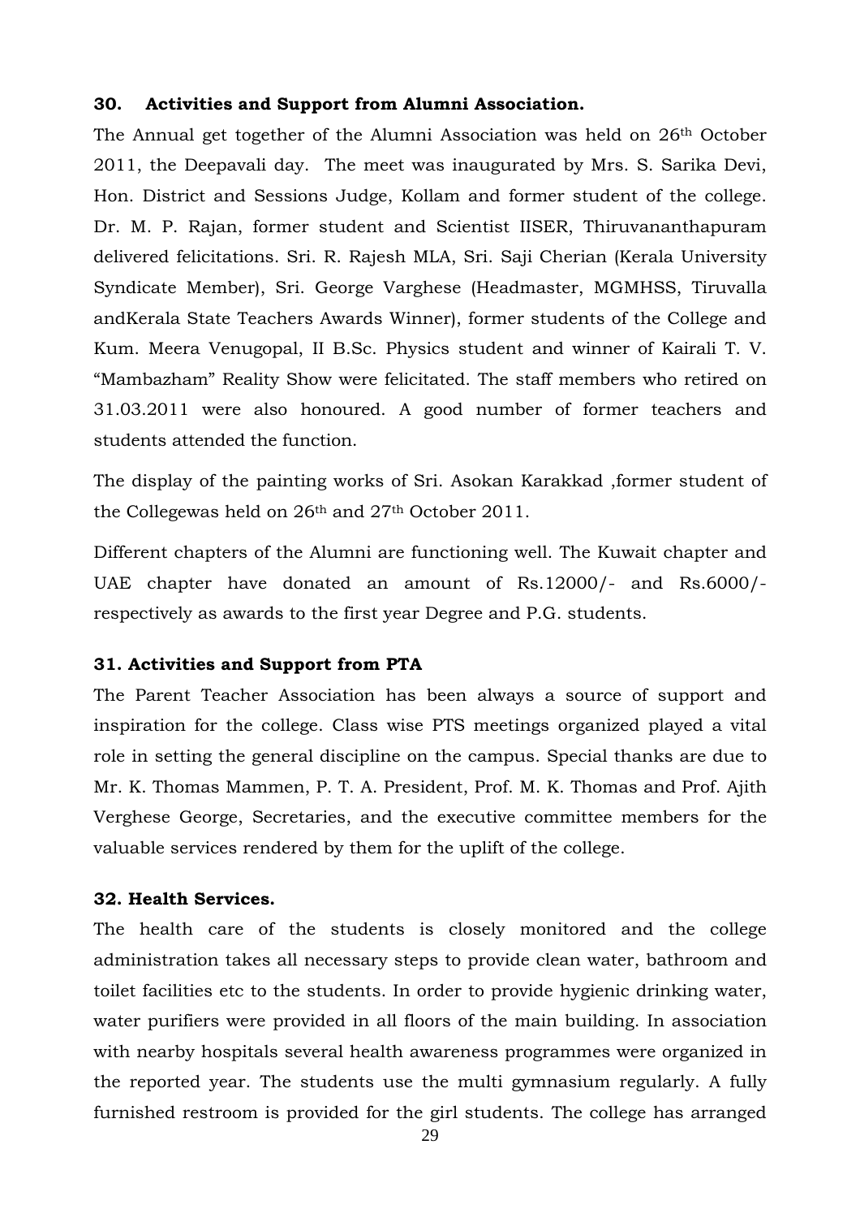### 30. Activities and Support from Alumni Association.

The Annual get together of the Alumni Association was held on 26th October 2011, the Deepavali day. The meet was inaugurated by Mrs. S. Sarika Devi, Hon. District and Sessions Judge, Kollam and former student of the college. Dr. M. P. Rajan, former student and Scientist IISER, Thiruvananthapuram delivered felicitations. Sri. R. Rajesh MLA, Sri. Saji Cherian (Kerala University Syndicate Member), Sri. George Varghese (Headmaster, MGMHSS, Tiruvalla andKerala State Teachers Awards Winner), former students of the College and Kum. Meera Venugopal, II B.Sc. Physics student and winner of Kairali T. V. "Mambazham" Reality Show were felicitated. The staff members who retired on 31.03.2011 were also honoured. A good number of former teachers and students attended the function.

The display of the painting works of Sri. Asokan Karakkad ,former student of the Collegewas held on 26th and 27th October 2011.

Different chapters of the Alumni are functioning well. The Kuwait chapter and UAE chapter have donated an amount of Rs.12000/- and Rs.6000/- respectively as awards to the first year Degree and P.G. students.

### 31. Activities and Support from PTA

The Parent Teacher Association has been always a source of support and inspiration for the college. Class wise PTS meetings organized played a vital role in setting the general discipline on the campus. Special thanks are due to Mr. K. Thomas Mammen, P. T. A. President, Prof. M. K. Thomas and Prof. Ajith Verghese George, Secretaries, and the executive committee members for the valuable services rendered by them for the uplift of the college.

### 32. Health Services.

The health care of the students is closely monitored and the college administration takes all necessary steps to provide clean water, bathroom and toilet facilities etc to the students. In order to provide hygienic drinking water, water purifiers were provided in all floors of the main building. In association with nearby hospitals several health awareness programmes were organized in the reported year. The students use the multi gymnasium regularly. A fully furnished restroom is provided for the girl students. The college has arranged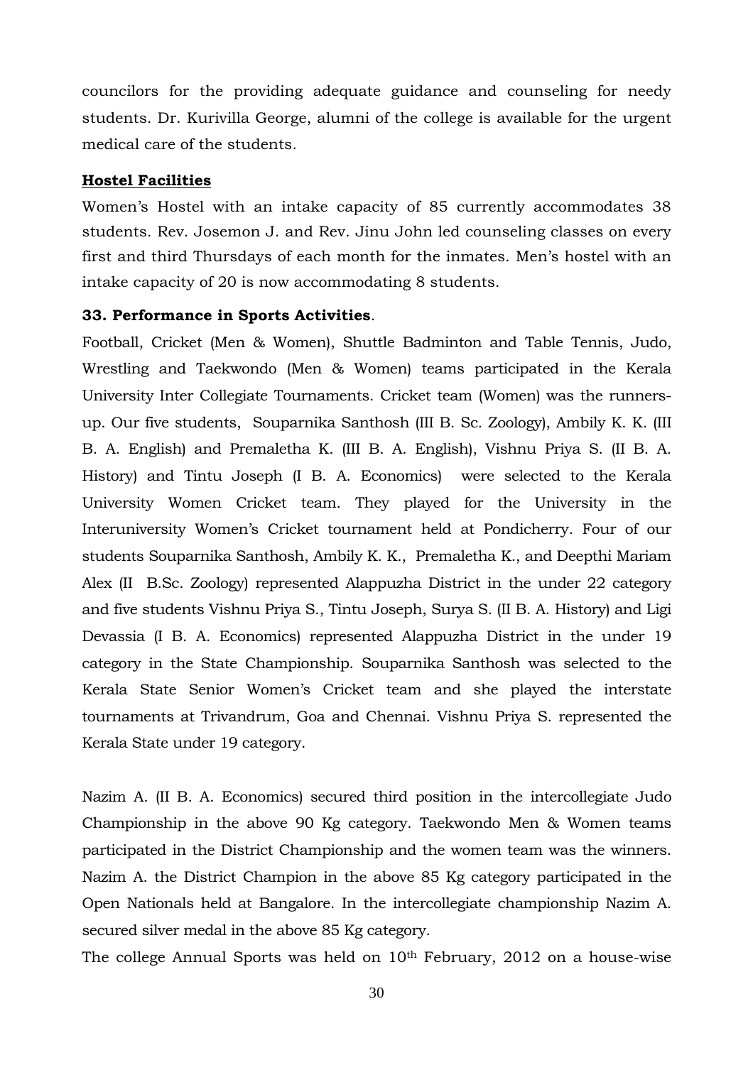councilors for the providing adequate guidance and counseling for needy students. Dr. Kurivilla George, alumni of the college is available for the urgent medical care of the students.

**Hostel Facilities**

Women's Hostel with an intake capacity of 85 currently accommodates 38 students. Rev. Josemon J. and Rev. Jinu John led counseling classes on every first and third Thursdays of each month for the inmates. Men's hostel with an intake capacity of 20 is now accommodating 8 students.

**33. Performance in Sports Activities**.

Football, Cricket (Men & Women), Shuttle Badminton and Table Tennis, Judo, Wrestling and Taekwondo (Men & Women) teams participated in the Kerala University Inter Collegiate Tournaments. Cricket team (Women) was the runners-up. Our five students, Souparnika Santhosh (III B. Sc. Zoology), Ambily K. K. (III B. A. English) and Premaletha K. (III B. A. English), Vishnu Priya S. (II B. A. History) and Tintu Joseph (I B. A. Economics) were selected to the Kerala University Women Cricket team. They played for the University in the Interuniversity Women's Cricket tournament held at Pondicherry. Four of our students Souparnika Santhosh, Ambily K. K., Premaletha K., and Deepthi Mariam Alex (II B.Sc. Zoology) represented Alappuzha District in the under 22 category and five students Vishnu Priya S., Tintu Joseph, Surya S. (II B. A. History) and Ligi Devassia (I B. A. Economics) represented Alappuzha District in the under 19 category in the State Championship. Souparnika Santhosh was selected to the Kerala State Senior Women's Cricket team and she played the interstate tournaments at Trivandrum, Goa and Chennai. Vishnu Priya S. represented the Kerala State under 19 category.

Nazim A. (II B. A. Economics) secured third position in the intercollegiate Judo Championship in the above 90 Kg category. Taekwondo Men & Women teams participated in the District Championship and the women team was the winners. Nazim A. the District Champion in the above 85 Kg category participated in the Open Nationals held at Bangalore. In the intercollegiate championship Nazim A. secured silver medal in the above 85 Kg category.

The college Annual Sports was held on 10th February, 2012 on a house-wise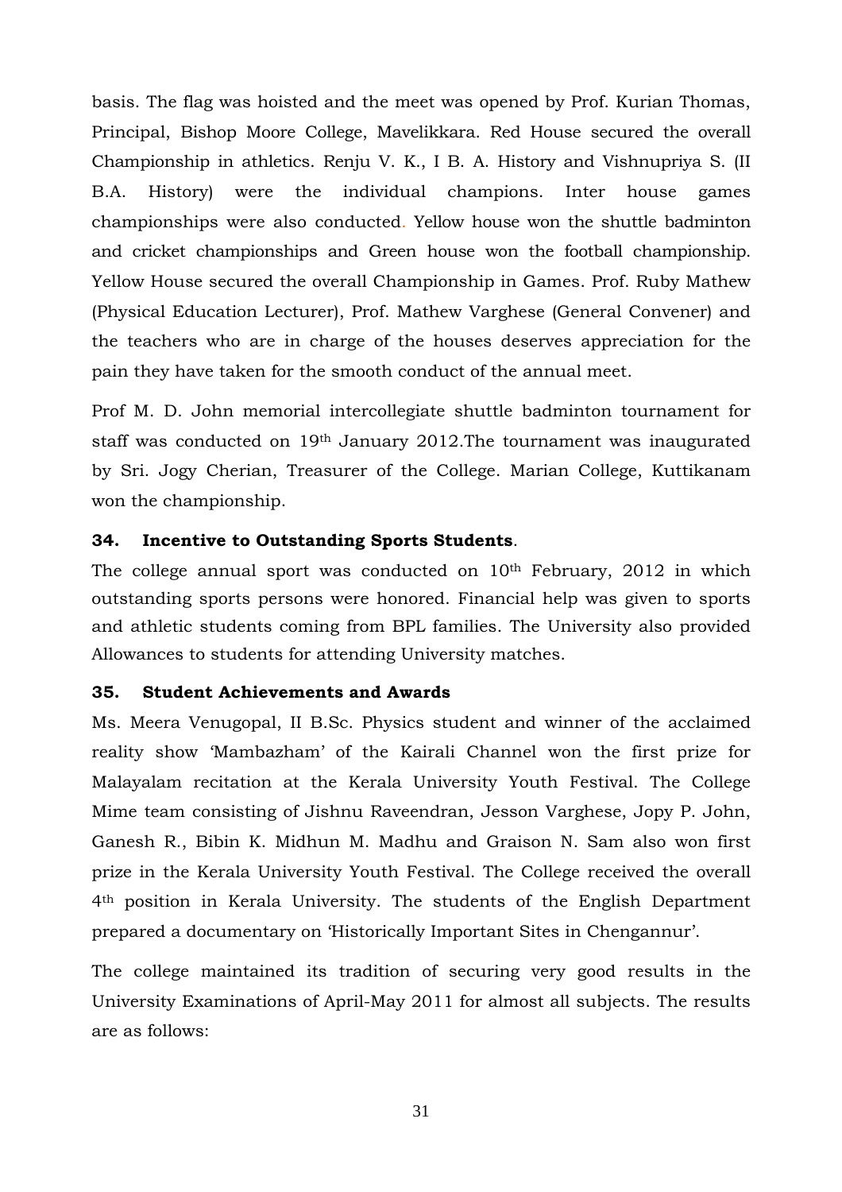basis. The flag was hoisted and the meet was opened by Prof. Kurian Thomas, Principal, Bishop Moore College, Mavelikkara. Red House secured the overall Championship in athletics. Renju V. K., I B. A. History and Vishnupriya S. (II B.A. History) were the individual champions. Inter house games championships were also conducted. Yellow house won the shuttle badminton and cricket championships and Green house won the football championship. Yellow House secured the overall Championship in Games. Prof. Ruby Mathew (Physical Education Lecturer), Prof. Mathew Varghese (General Convener) and the teachers who are in charge of the houses deserves appreciation for the pain they have taken for the smooth conduct of the annual meet.

Prof M. D. John memorial intercollegiate shuttle badminton tournament for staff was conducted on 19th January 2012.The tournament was inaugurated by Sri. Jogy Cherian, Treasurer of the College. Marian College, Kuttikanam won the championship.

### 34. Incentive to Outstanding Sports Students.

The college annual sport was conducted on 10th February, 2012 in which outstanding sports persons were honored. Financial help was given to sports and athletic students coming from BPL families. The University also provided Allowances to students for attending University matches.

### 35. Student Achievements and Awards

Ms. Meera Venugopal, II B.Sc. Physics student and winner of the acclaimed reality show 'Mambazham' of the Kairali Channel won the first prize for Malayalam recitation at the Kerala University Youth Festival. The College Mime team consisting of Jishnu Raveendran, Jesson Varghese, Jopy P. John, Ganesh R., Bibin K. Midhun M. Madhu and Graison N. Sam also won first prize in the Kerala University Youth Festival. The College received the overall 4th position in Kerala University. The students of the English Department prepared a documentary on 'Historically Important Sites in Chengannur'.

The college maintained its tradition of securing very good results in the University Examinations of April-May 2011 for almost all subjects. The results are as follows: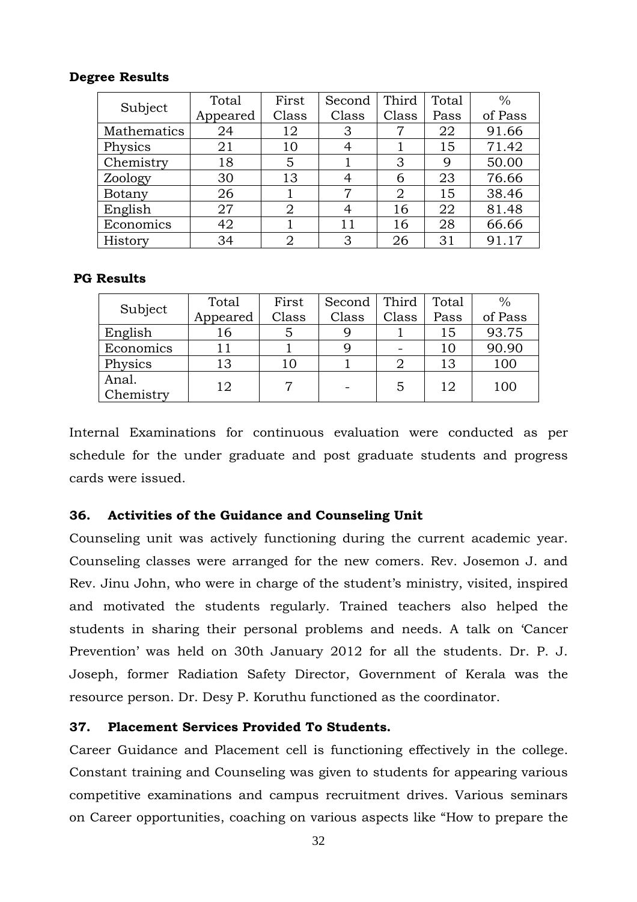**Degree Results**

| Subject | Total Appeared | First Class | Second Class | Third Class | Total Pass | % of Pass |
|---|---|---|---|---|---|---|
| Mathematics | 24 | 12 | 3 | 7 | 22 | 91.66 |
| Physics | 21 | 10 | 4 | 1 | 15 | 71.42 |
| Chemistry | 18 | 5 | 1 | 3 | 9 | 50.00 |
| Zoology | 30 | 13 | 4 | 6 | 23 | 76.66 |
| Botany | 26 | 1 | 7 | 2 | 15 | 38.46 |
| English | 27 | 2 | 4 | 16 | 22 | 81.48 |
| Economics | 42 | 1 | 11 | 16 | 28 | 66.66 |
| History | 34 | 2 | 3 | 26 | 31 | 91.17 |

**PG Results**

| Subject | Total Appeared | First Class | Second Class | Third Class | Total Pass | % of Pass |
|---|---|---|---|---|---|---|
| English | 16 | 5 | 9 | 1 | 15 | 93.75 |
| Economics | 11 | 1 | 9 | - | 10 | 90.90 |
| Physics | 13 | 10 | 1 | 2 | 13 | 100 |
| Anal. Chemistry | 12 | 7 | - | 5 | 12 | 100 |

Internal Examinations for continuous evaluation were conducted as per schedule for the under graduate and post graduate students and progress cards were issued.

### 36. Activities of the Guidance and Counseling Unit

Counseling unit was actively functioning during the current academic year. Counseling classes were arranged for the new comers. Rev. Josemon J. and Rev. Jinu John, who were in charge of the student's ministry, visited, inspired and motivated the students regularly. Trained teachers also helped the students in sharing their personal problems and needs. A talk on 'Cancer Prevention' was held on 30th January 2012 for all the students. Dr. P. J. Joseph, former Radiation Safety Director, Government of Kerala was the resource person. Dr. Desy P. Koruthu functioned as the coordinator.

### 37. Placement Services Provided To Students.

Career Guidance and Placement cell is functioning effectively in the college. Constant training and Counseling was given to students for appearing various competitive examinations and campus recruitment drives. Various seminars on Career opportunities, coaching on various aspects like "How to prepare the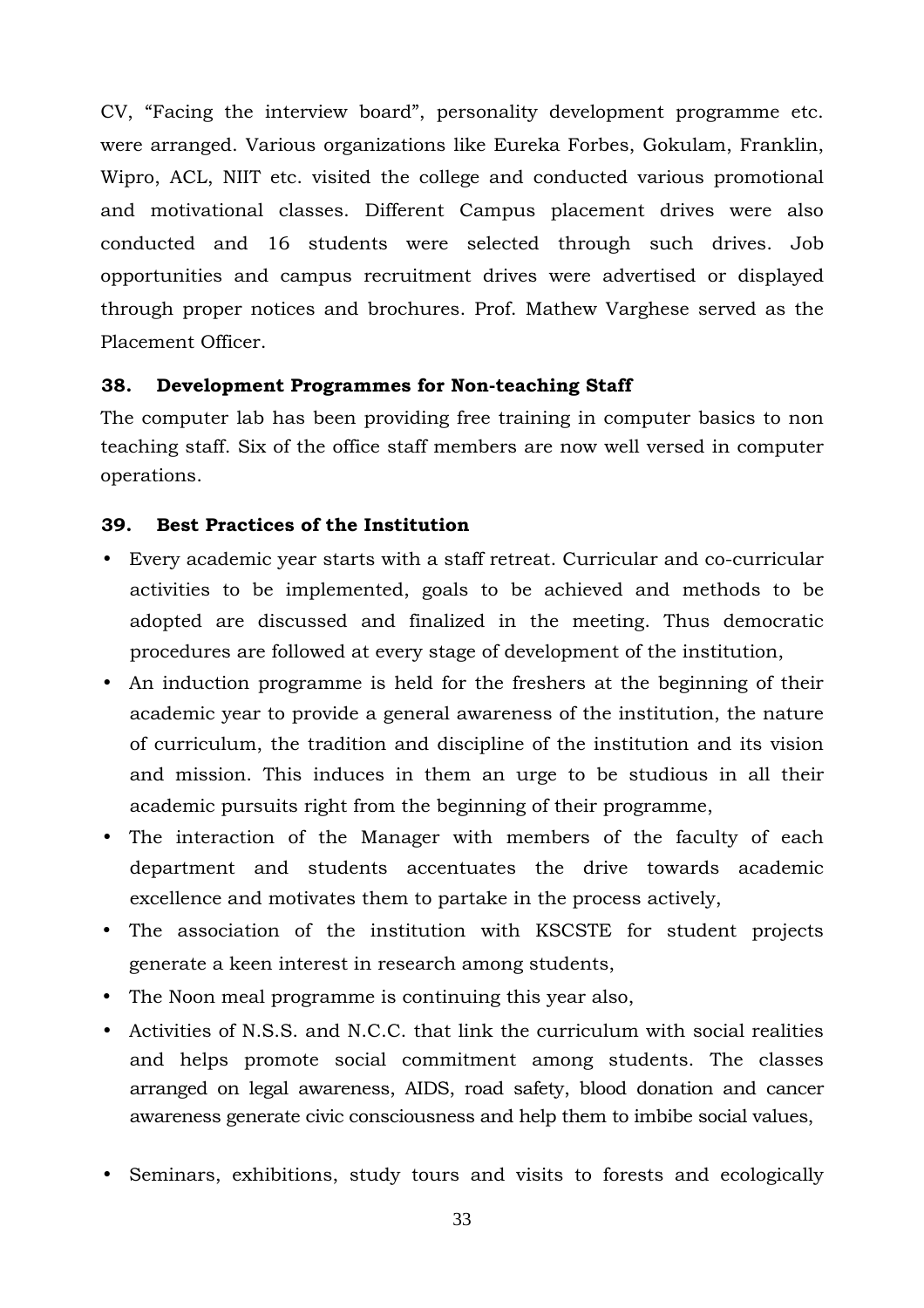CV, "Facing the interview board", personality development programme etc. were arranged. Various organizations like Eureka Forbes, Gokulam, Franklin, Wipro, ACL, NIIT etc. visited the college and conducted various promotional and motivational classes. Different Campus placement drives were also conducted and 16 students were selected through such drives. Job opportunities and campus recruitment drives were advertised or displayed through proper notices and brochures. Prof. Mathew Varghese served as the Placement Officer.

### 38. Development Programmes for Non-teaching Staff

The computer lab has been providing free training in computer basics to non teaching staff. Six of the office staff members are now well versed in computer operations.

### 39. Best Practices of the Institution

- Every academic year starts with a staff retreat. Curricular and co-curricular activities to be implemented, goals to be achieved and methods to be adopted are discussed and finalized in the meeting. Thus democratic procedures are followed at every stage of development of the institution,
- An induction programme is held for the freshers at the beginning of their academic year to provide a general awareness of the institution, the nature of curriculum, the tradition and discipline of the institution and its vision and mission. This induces in them an urge to be studious in all their academic pursuits right from the beginning of their programme,
- The interaction of the Manager with members of the faculty of each department and students accentuates the drive towards academic excellence and motivates them to partake in the process actively,
- The association of the institution with KSCSTE for student projects generate a keen interest in research among students,
- The Noon meal programme is continuing this year also,
- Activities of N.S.S. and N.C.C. that link the curriculum with social realities and helps promote social commitment among students. The classes arranged on legal awareness, AIDS, road safety, blood donation and cancer awareness generate civic consciousness and help them to imbibe social values,
- Seminars, exhibitions, study tours and visits to forests and ecologically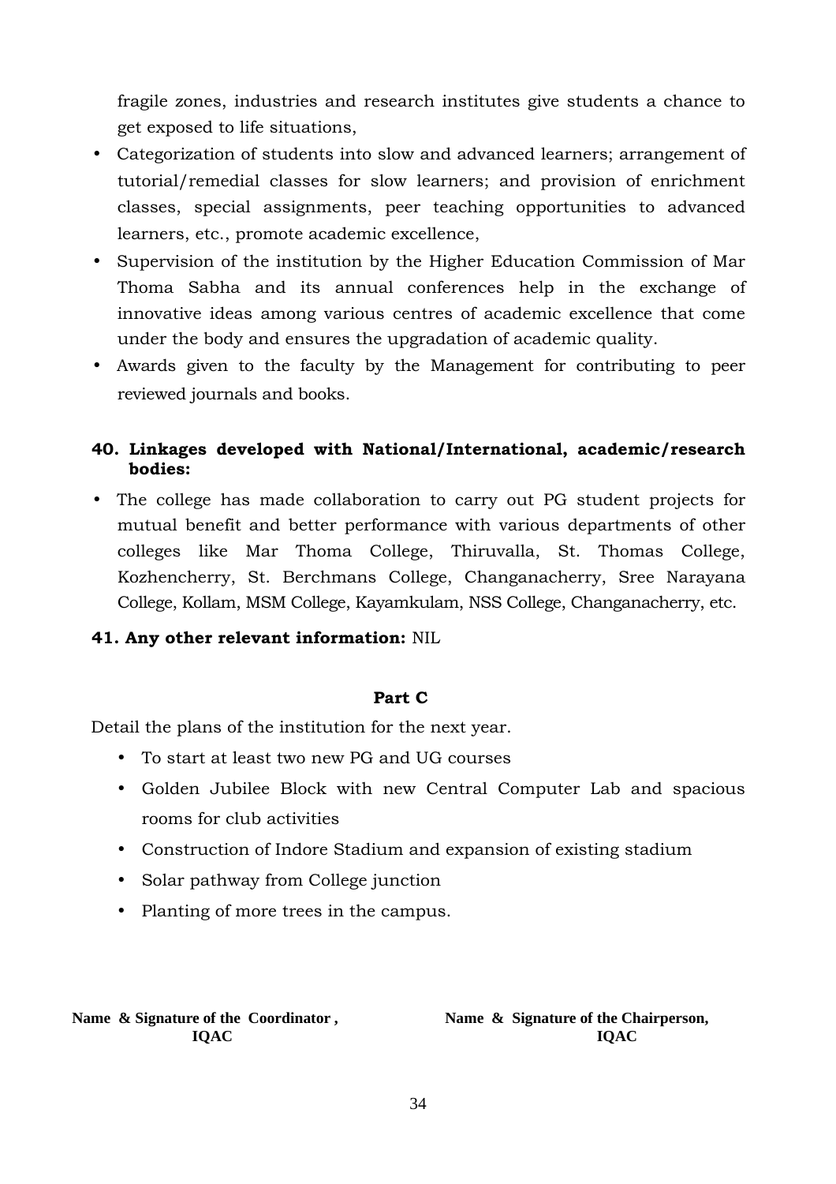fragile zones, industries and research institutes give students a chance to get exposed to life situations,

- Categorization of students into slow and advanced learners; arrangement of tutorial/remedial classes for slow learners; and provision of enrichment classes, special assignments, peer teaching opportunities to advanced learners, etc., promote academic excellence,
- Supervision of the institution by the Higher Education Commission of Mar Thoma Sabha and its annual conferences help in the exchange of innovative ideas among various centres of academic excellence that come under the body and ensures the upgradation of academic quality.
- Awards given to the faculty by the Management for contributing to peer reviewed journals and books.

**40. Linkages developed with National/International, academic/research bodies:**

- The college has made collaboration to carry out PG student projects for mutual benefit and better performance with various departments of other colleges like Mar Thoma College, Thiruvalla, St. Thomas College, Kozhencherry, St. Berchmans College, Changanacherry, Sree Narayana College, Kollam, MSM College, Kayamkulam, NSS College, Changanacherry, etc.

**41. Any other relevant information:** NIL

## Part C

Detail the plans of the institution for the next year.

- To start at least two new PG and UG courses
- Golden Jubilee Block with new Central Computer Lab and spacious rooms for club activities
- Construction of Indore Stadium and expansion of existing stadium
- Solar pathway from College junction
- Planting of more trees in the campus.

**Name & Signature of the Coordinator, IQAC**

**Name & Signature of the Chairperson, IQAC**